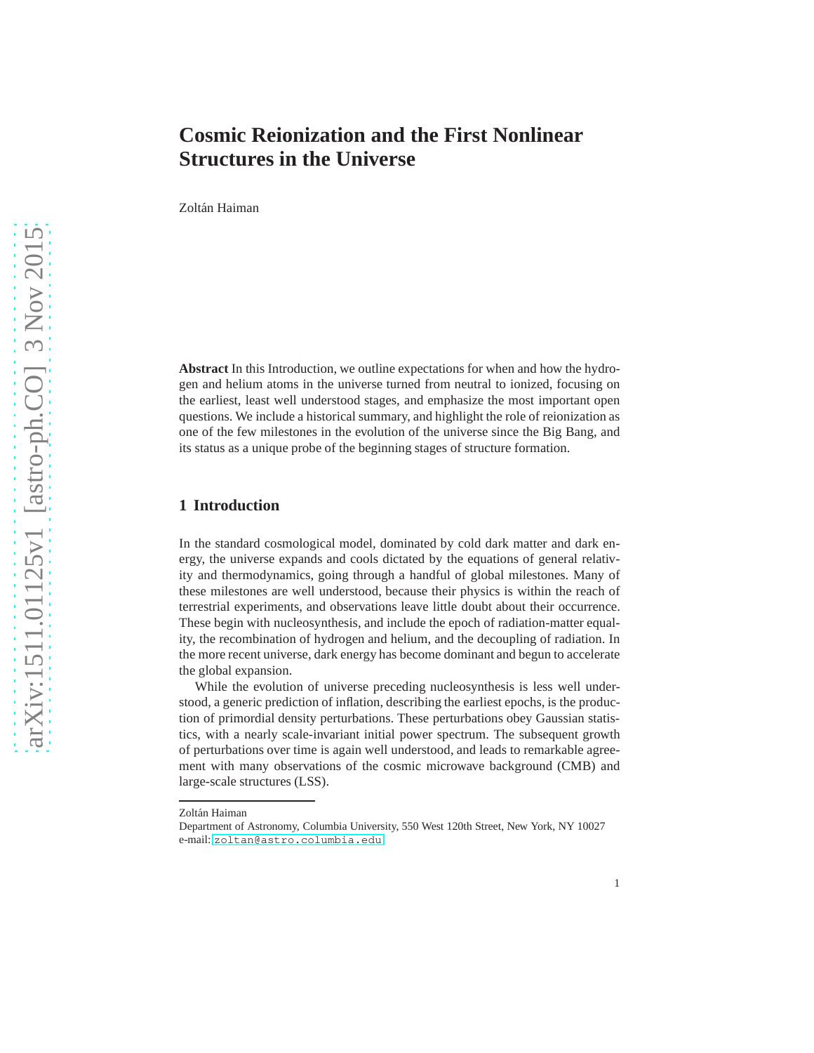# Cosmic Reionization and the First Nonlinear Structures in the Universe

Zoltán Haiman

**Abstract** In this Introduction, we outline expectations for when and how the hydrogen and helium atoms in the universe turned from neutral to ionized, focusing on the earliest, least well understood stages, and emphasize the most important open questions. We include a historical summary, and highlight the role of reionization as one of the few milestones in the evolution of the universe since the Big Bang, and its status as a unique probe of the beginning stages of structure formation.

## 1 Introduction

In the standard cosmological model, dominated by cold dark matter and dark energy, the universe expands and cools dictated by the equations of general relativity and thermodynamics, going through a handful of global milestones. Many of these milestones are well understood, because their physics is within the reach of terrestrial experiments, and observations leave little doubt about their occurrence. These begin with nucleosynthesis, and include the epoch of radiation-matter equality, the recombination of hydrogen and helium, and the decoupling of radiation. In the more recent universe, dark energy has become dominant and begun to accelerate the global expansion.

While the evolution of universe preceding nucleosynthesis is less well understood, a generic prediction of inflation, describing the earliest epochs, is the production of primordial density perturbations. These perturbations obey Gaussian statistics, with a nearly scale-invariant initial power spectrum. The subsequent growth of perturbations over time is again well understood, and leads to remarkable agreement with many observations of the cosmic microwave background (CMB) and large-scale structures (LSS).

---

Zoltán Haiman
Department of Astronomy, Columbia University, 550 West 120th Street, New York, NY 10027
e-mail: zoltan@astro.columbia.edu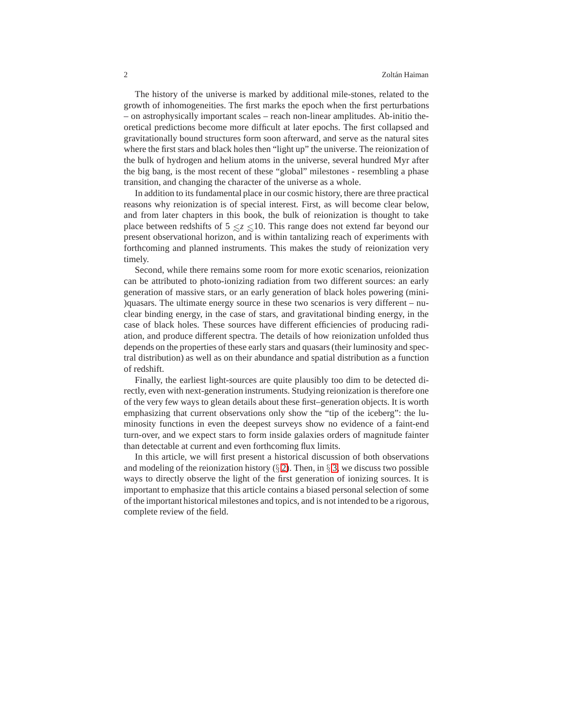The history of the universe is marked by additional mile-stones, related to the growth of inhomogeneities. The first marks the epoch when the first perturbations – on astrophysically important scales – reach non-linear amplitudes. Ab-initio theoretical predictions become more difficult at later epochs. The first collapsed and gravitationally bound structures form soon afterward, and serve as the natural sites where the first stars and black holes then "light up" the universe. The reionization of the bulk of hydrogen and helium atoms in the universe, several hundred Myr after the big bang, is the most recent of these "global" milestones - resembling a phase transition, and changing the character of the universe as a whole.

In addition to its fundamental place in our cosmic history, there are three practical reasons why reionization is of special interest. First, as will become clear below, and from later chapters in this book, the bulk of reionization is thought to take place between redshifts of $5 \lesssim z \lesssim 10$. This range does not extend far beyond our present observational horizon, and is within tantalizing reach of experiments with forthcoming and planned instruments. This makes the study of reionization very timely.

Second, while there remains some room for more exotic scenarios, reionization can be attributed to photo-ionizing radiation from two different sources: an early generation of massive stars, or an early generation of black holes powering (mini-)quasars. The ultimate energy source in these two scenarios is very different – nuclear binding energy, in the case of stars, and gravitational binding energy, in the case of black holes. These sources have different efficiencies of producing radiation, and produce different spectra. The details of how reionization unfolded thus depends on the properties of these early stars and quasars (their luminosity and spectral distribution) as well as on their abundance and spatial distribution as a function of redshift.

Finally, the earliest light-sources are quite plausibly too dim to be detected directly, even with next-generation instruments. Studying reionization is therefore one of the very few ways to glean details about these first–generation objects. It is worth emphasizing that current observations only show the "tip of the iceberg": the luminosity functions in even the deepest surveys show no evidence of a faint-end turn-over, and we expect stars to form inside galaxies orders of magnitude fainter than detectable at current and even forthcoming flux limits.

In this article, we will first present a historical discussion of both observations and modeling of the reionization history (§ 2). Then, in § 3, we discuss two possible ways to directly observe the light of the first generation of ionizing sources. It is important to emphasize that this article contains a biased personal selection of some of the important historical milestones and topics, and is not intended to be a rigorous, complete review of the field.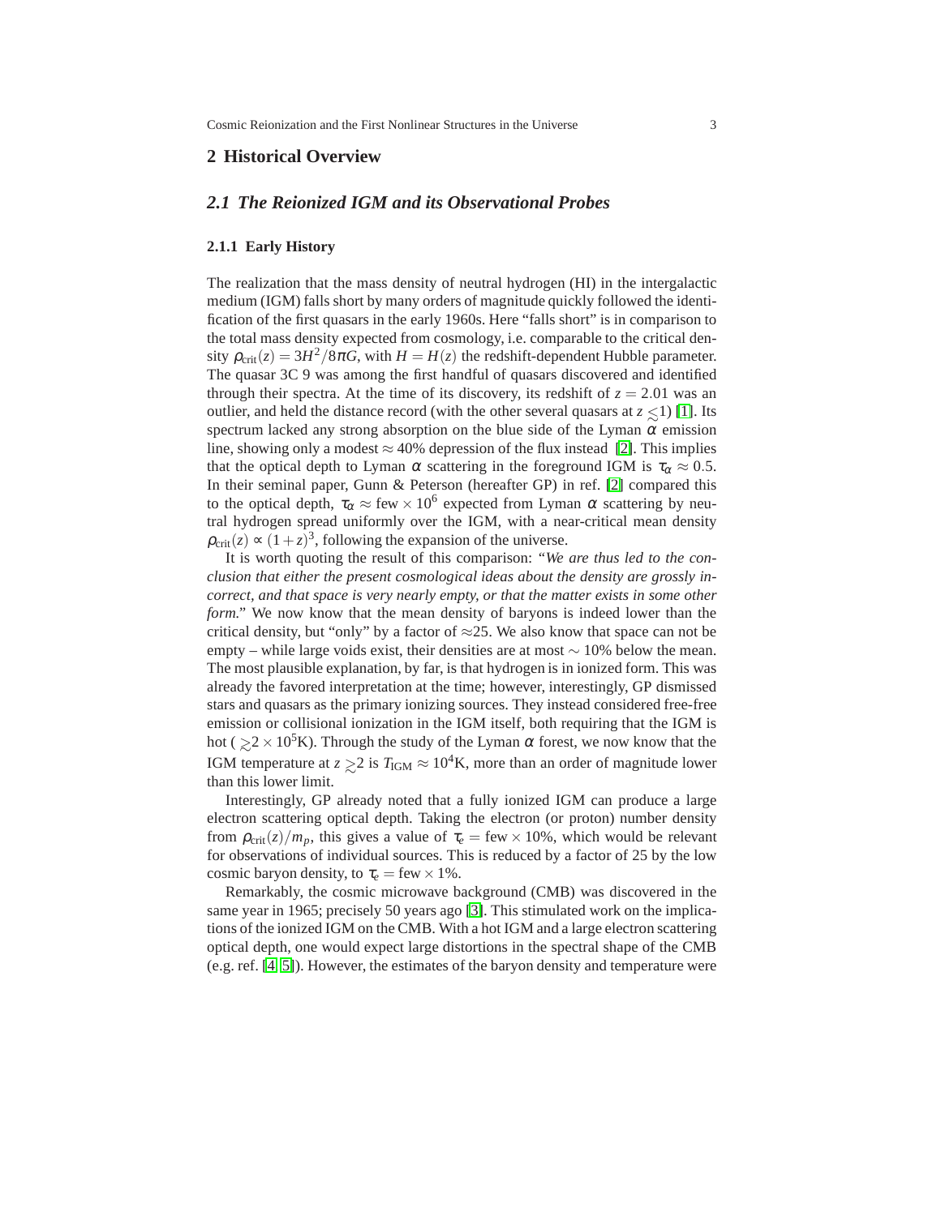## 2 Historical Overview

### 2.1 The Reionized IGM and its Observational Probes

#### 2.1.1 Early History

The realization that the mass density of neutral hydrogen (HI) in the intergalactic medium (IGM) falls short by many orders of magnitude quickly followed the identification of the first quasars in the early 1960s. Here "falls short" is in comparison to the total mass density expected from cosmology, i.e. comparable to the critical density $\rho_{\rm crit}(z) = 3H^2/8\pi G$, with $H = H(z)$ the redshift-dependent Hubble parameter. The quasar 3C 9 was among the first handful of quasars discovered and identified through their spectra. At the time of its discovery, its redshift of $z = 2.01$ was an outlier, and held the distance record (with the other several quasars at $z \lesssim 1$) [1]. Its spectrum lacked any strong absorption on the blue side of the Lyman $\alpha$ emission line, showing only a modest $\approx 40\%$ depression of the flux instead [2]. This implies that the optical depth to Lyman $\alpha$ scattering in the foreground IGM is $\tau_\alpha \approx 0.5$. In their seminal paper, Gunn & Peterson (hereafter GP) in ref. [2] compared this to the optical depth, $\tau_\alpha \approx \text{few} \times 10^6$ expected from Lyman $\alpha$ scattering by neutral hydrogen spread uniformly over the IGM, with a near-critical mean density $\rho_{\rm crit}(z) \propto (1+z)^3$, following the expansion of the universe.

It is worth quoting the result of this comparison: "*We are thus led to the conclusion that either the present cosmological ideas about the density are grossly incorrect, and that space is very nearly empty, or that the matter exists in some other form.*" We now know that the mean density of baryons is indeed lower than the critical density, but "only" by a factor of $\approx$25. We also know that space can not be empty – while large voids exist, their densities are at most $\sim 10\%$ below the mean. The most plausible explanation, by far, is that hydrogen is in ionized form. This was already the favored interpretation at the time; however, interestingly, GP dismissed stars and quasars as the primary ionizing sources. They instead considered free-free emission or collisional ionization in the IGM itself, both requiring that the IGM is hot ($\gtrsim 2 \times 10^5$K). Through the study of the Lyman $\alpha$ forest, we now know that the IGM temperature at $z \gtrsim 2$ is $T_{\rm IGM} \approx 10^4$K, more than an order of magnitude lower than this lower limit.

Interestingly, GP already noted that a fully ionized IGM can produce a large electron scattering optical depth. Taking the electron (or proton) number density from $\rho_{\rm crit}(z)/m_p$, this gives a value of $\tau_e = \text{few} \times 10\%$, which would be relevant for observations of individual sources. This is reduced by a factor of 25 by the low cosmic baryon density, to $\tau_e = \text{few} \times 1\%$.

Remarkably, the cosmic microwave background (CMB) was discovered in the same year in 1965; precisely 50 years ago [3]. This stimulated work on the implications of the ionized IGM on the CMB. With a hot IGM and a large electron scattering optical depth, one would expect large distortions in the spectral shape of the CMB (e.g. ref. [4, 5]). However, the estimates of the baryon density and temperature were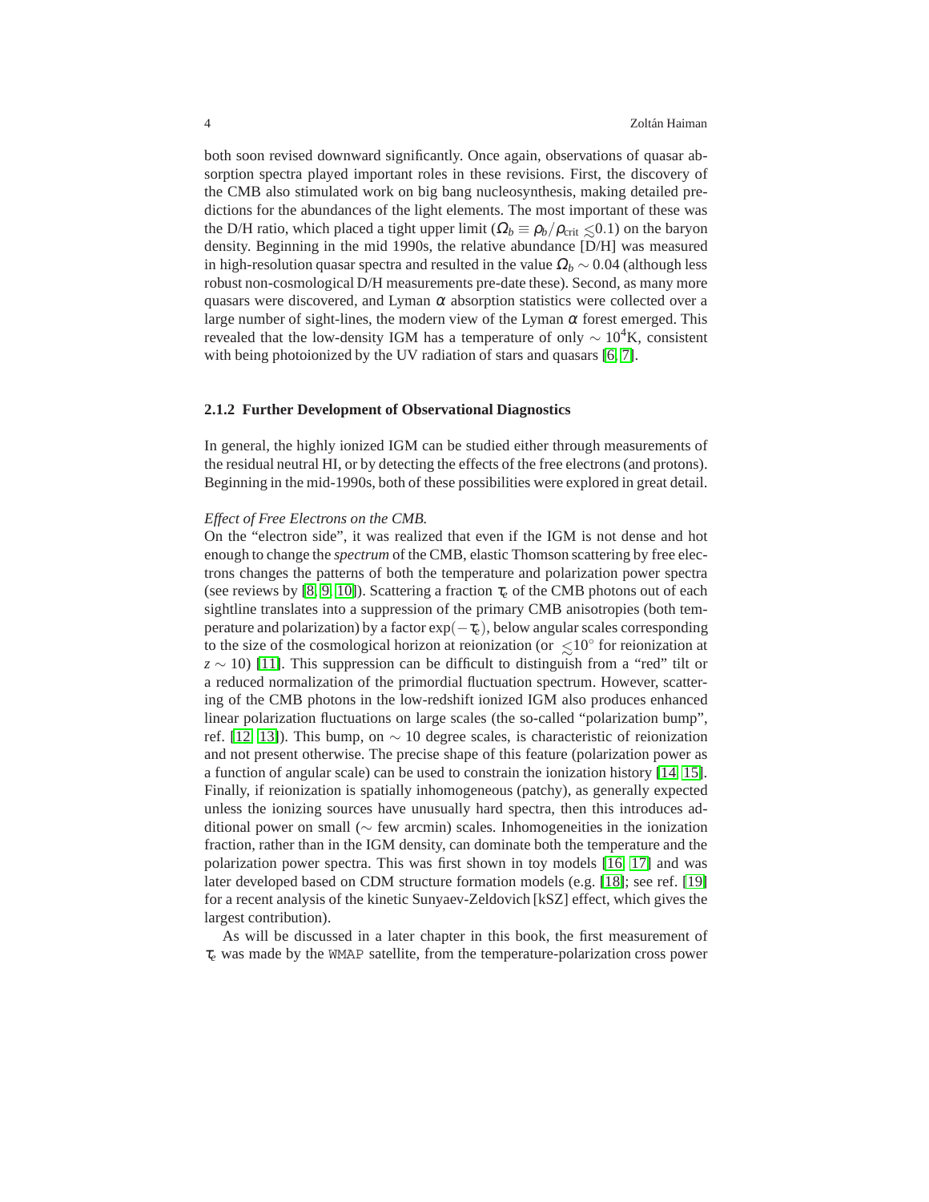both soon revised downward significantly. Once again, observations of quasar absorption spectra played important roles in these revisions. First, the discovery of the CMB also stimulated work on big bang nucleosynthesis, making detailed predictions for the abundances of the light elements. The most important of these was the D/H ratio, which placed a tight upper limit ($\Omega_b \equiv \rho_b/\rho_{\rm crit} \lesssim 0.1$) on the baryon density. Beginning in the mid 1990s, the relative abundance [D/H] was measured in high-resolution quasar spectra and resulted in the value $\Omega_b \sim 0.04$ (although less robust non-cosmological D/H measurements pre-date these). Second, as many more quasars were discovered, and Lyman $\alpha$ absorption statistics were collected over a large number of sight-lines, the modern view of the Lyman $\alpha$ forest emerged. This revealed that the low-density IGM has a temperature of only $\sim 10^4$K, consistent with being photoionized by the UV radiation of stars and quasars [6, 7].

### 2.1.2 Further Development of Observational Diagnostics

In general, the highly ionized IGM can be studied either through measurements of the residual neutral HI, or by detecting the effects of the free electrons (and protons). Beginning in the mid-1990s, both of these possibilities were explored in great detail.

*Effect of Free Electrons on the CMB.*

On the "electron side", it was realized that even if the IGM is not dense and hot enough to change the *spectrum* of the CMB, elastic Thomson scattering by free electrons changes the patterns of both the temperature and polarization power spectra (see reviews by [8, 9, 10]). Scattering a fraction $\tau_e$ of the CMB photons out of each sightline translates into a suppression of the primary CMB anisotropies (both temperature and polarization) by a factor $\exp(-\tau_e)$, below angular scales corresponding to the size of the cosmological horizon at reionization (or $\lesssim 10^\circ$ for reionization at $z \sim 10$) [11]. This suppression can be difficult to distinguish from a "red" tilt or a reduced normalization of the primordial fluctuation spectrum. However, scattering of the CMB photons in the low-redshift ionized IGM also produces enhanced linear polarization fluctuations on large scales (the so-called "polarization bump", ref. [12, 13]). This bump, on $\sim 10$ degree scales, is characteristic of reionization and not present otherwise. The precise shape of this feature (polarization power as a function of angular scale) can be used to constrain the ionization history [14, 15]. Finally, if reionization is spatially inhomogeneous (patchy), as generally expected unless the ionizing sources have unusually hard spectra, then this introduces additional power on small ($\sim$ few arcmin) scales. Inhomogeneities in the ionization fraction, rather than in the IGM density, can dominate both the temperature and the polarization power spectra. This was first shown in toy models [16, 17] and was later developed based on CDM structure formation models (e.g. [18]; see ref. [19] for a recent analysis of the kinetic Sunyaev-Zeldovich [kSZ] effect, which gives the largest contribution).

As will be discussed in a later chapter in this book, the first measurement of $\tau_e$ was made by the WMAP satellite, from the temperature-polarization cross power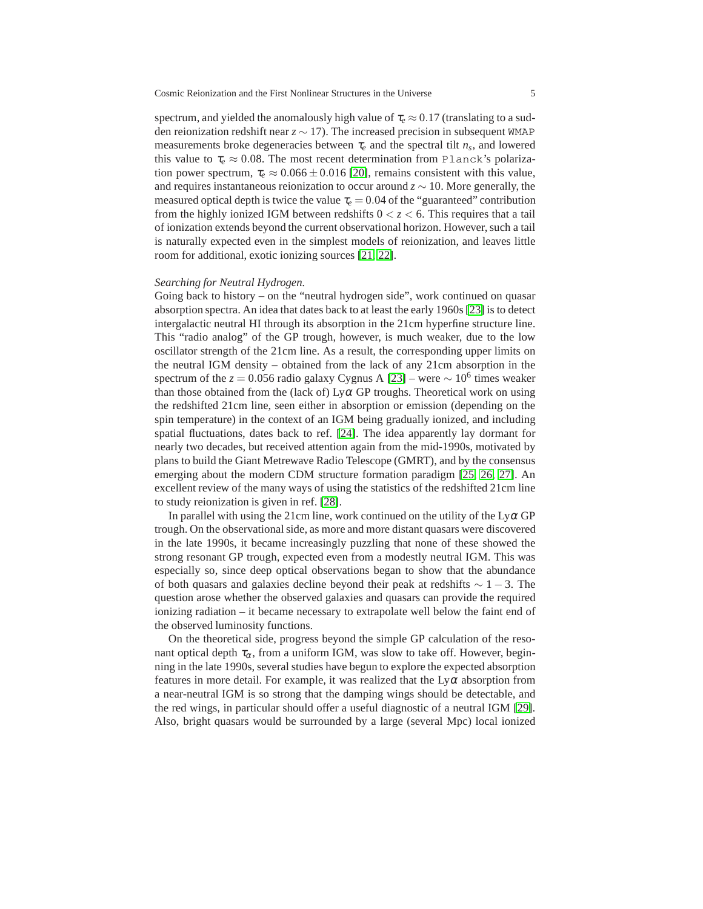spectrum, and yielded the anomalously high value of $\tau_e \approx 0.17$ (translating to a sudden reionization redshift near $z \sim 17$). The increased precision in subsequent WMAP measurements broke degeneracies between $\tau_e$ and the spectral tilt $n_s$, and lowered this value to $\tau_e \approx 0.08$. The most recent determination from Planck's polarization power spectrum, $\tau_e \approx 0.066 \pm 0.016$ [20], remains consistent with this value, and requires instantaneous reionization to occur around $z \sim 10$. More generally, the measured optical depth is twice the value $\tau_e = 0.04$ of the "guaranteed" contribution from the highly ionized IGM between redshifts $0 < z < 6$. This requires that a tail of ionization extends beyond the current observational horizon. However, such a tail is naturally expected even in the simplest models of reionization, and leaves little room for additional, exotic ionizing sources [21, 22].

*Searching for Neutral Hydrogen.*
Going back to history – on the "neutral hydrogen side", work continued on quasar absorption spectra. An idea that dates back to at least the early 1960s [23] is to detect intergalactic neutral HI through its absorption in the 21cm hyperfine structure line. This "radio analog" of the GP trough, however, is much weaker, due to the low oscillator strength of the 21cm line. As a result, the corresponding upper limits on the neutral IGM density – obtained from the lack of any 21cm absorption in the spectrum of the $z = 0.056$ radio galaxy Cygnus A [23] – were $\sim 10^6$ times weaker than those obtained from the (lack of) Ly$\alpha$ GP troughs. Theoretical work on using the redshifted 21cm line, seen either in absorption or emission (depending on the spin temperature) in the context of an IGM being gradually ionized, and including spatial fluctuations, dates back to ref. [24]. The idea apparently lay dormant for nearly two decades, but received attention again from the mid-1990s, motivated by plans to build the Giant Metrewave Radio Telescope (GMRT), and by the consensus emerging about the modern CDM structure formation paradigm [25, 26, 27]. An excellent review of the many ways of using the statistics of the redshifted 21cm line to study reionization is given in ref. [28].

In parallel with using the 21cm line, work continued on the utility of the Ly$\alpha$ GP trough. On the observational side, as more and more distant quasars were discovered in the late 1990s, it became increasingly puzzling that none of these showed the strong resonant GP trough, expected even from a modestly neutral IGM. This was especially so, since deep optical observations began to show that the abundance of both quasars and galaxies decline beyond their peak at redshifts $\sim 1-3$. The question arose whether the observed galaxies and quasars can provide the required ionizing radiation – it became necessary to extrapolate well below the faint end of the observed luminosity functions.

On the theoretical side, progress beyond the simple GP calculation of the resonant optical depth $\tau_\alpha$, from a uniform IGM, was slow to take off. However, beginning in the late 1990s, several studies have begun to explore the expected absorption features in more detail. For example, it was realized that the Ly$\alpha$ absorption from a near-neutral IGM is so strong that the damping wings should be detectable, and the red wings, in particular should offer a useful diagnostic of a neutral IGM [29]. Also, bright quasars would be surrounded by a large (several Mpc) local ionized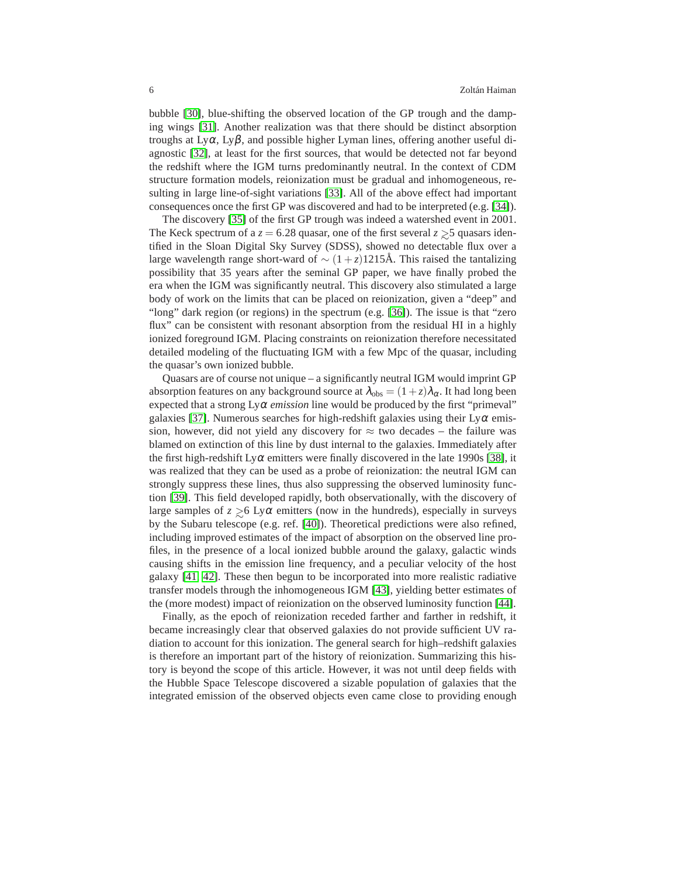bubble [30], blue-shifting the observed location of the GP trough and the damping wings [31]. Another realization was that there should be distinct absorption troughs at Ly$\alpha$, Ly$\beta$, and possible higher Lyman lines, offering another useful diagnostic [32], at least for the first sources, that would be detected not far beyond the redshift where the IGM turns predominantly neutral. In the context of CDM structure formation models, reionization must be gradual and inhomogeneous, resulting in large line-of-sight variations [33]. All of the above effect had important consequences once the first GP was discovered and had to be interpreted (e.g. [34]).

The discovery [35] of the first GP trough was indeed a watershed event in 2001. The Keck spectrum of a $z = 6.28$ quasar, one of the first several $z \gtrsim 5$ quasars identified in the Sloan Digital Sky Survey (SDSS), showed no detectable flux over a large wavelength range short-ward of $\sim (1+z)1215$Å. This raised the tantalizing possibility that 35 years after the seminal GP paper, we have finally probed the era when the IGM was significantly neutral. This discovery also stimulated a large body of work on the limits that can be placed on reionization, given a "deep" and "long" dark region (or regions) in the spectrum (e.g. [36]). The issue is that "zero flux" can be consistent with resonant absorption from the residual HI in a highly ionized foreground IGM. Placing constraints on reionization therefore necessitated detailed modeling of the fluctuating IGM with a few Mpc of the quasar, including the quasar's own ionized bubble.

Quasars are of course not unique – a significantly neutral IGM would imprint GP absorption features on any background source at $\lambda_{\rm obs} = (1+z)\lambda_\alpha$. It had long been expected that a strong Ly$\alpha$ *emission* line would be produced by the first "primeval" galaxies [37]. Numerous searches for high-redshift galaxies using their Ly$\alpha$ emission, however, did not yield any discovery for $\approx$ two decades – the failure was blamed on extinction of this line by dust internal to the galaxies. Immediately after the first high-redshift Ly$\alpha$ emitters were finally discovered in the late 1990s [38], it was realized that they can be used as a probe of reionization: the neutral IGM can strongly suppress these lines, thus also suppressing the observed luminosity function [39]. This field developed rapidly, both observationally, with the discovery of large samples of $z \gtrsim 6$ Ly$\alpha$ emitters (now in the hundreds), especially in surveys by the Subaru telescope (e.g. ref. [40]). Theoretical predictions were also refined, including improved estimates of the impact of absorption on the observed line profiles, in the presence of a local ionized bubble around the galaxy, galactic winds causing shifts in the emission line frequency, and a peculiar velocity of the host galaxy [41, 42]. These then begun to be incorporated into more realistic radiative transfer models through the inhomogeneous IGM [43], yielding better estimates of the (more modest) impact of reionization on the observed luminosity function [44].

Finally, as the epoch of reionization receded farther and farther in redshift, it became increasingly clear that observed galaxies do not provide sufficient UV radiation to account for this ionization. The general search for high–redshift galaxies is therefore an important part of the history of reionization. Summarizing this history is beyond the scope of this article. However, it was not until deep fields with the Hubble Space Telescope discovered a sizable population of galaxies that the integrated emission of the observed objects even came close to providing enough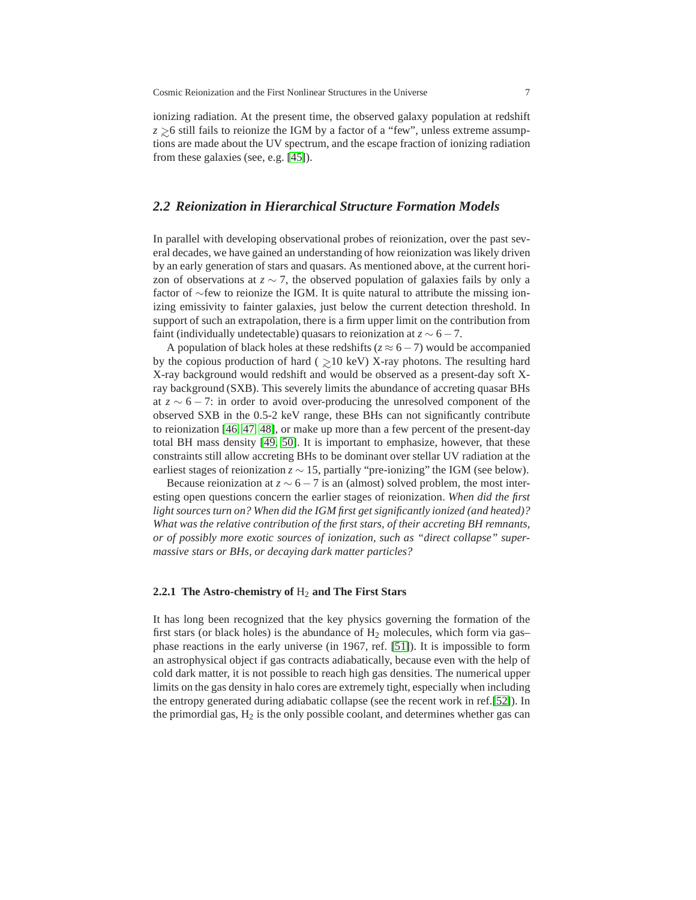ionizing radiation. At the present time, the observed galaxy population at redshift $z \gtrsim 6$ still fails to reionize the IGM by a factor of a "few", unless extreme assumptions are made about the UV spectrum, and the escape fraction of ionizing radiation from these galaxies (see, e.g. [45]).

## 2.2 Reionization in Hierarchical Structure Formation Models

In parallel with developing observational probes of reionization, over the past several decades, we have gained an understanding of how reionization was likely driven by an early generation of stars and quasars. As mentioned above, at the current horizon of observations at $z \sim 7$, the observed population of galaxies fails by only a factor of $\sim$few to reionize the IGM. It is quite natural to attribute the missing ionizing emissivity to fainter galaxies, just below the current detection threshold. In support of such an extrapolation, there is a firm upper limit on the contribution from faint (individually undetectable) quasars to reionization at $z \sim 6-7$.

A population of black holes at these redshifts ($z \approx 6-7$) would be accompanied by the copious production of hard ($\gtrsim 10$ keV) X-ray photons. The resulting hard X-ray background would redshift and would be observed as a present-day soft X-ray background (SXB). This severely limits the abundance of accreting quasar BHs at $z \sim 6-7$: in order to avoid over-producing the unresolved component of the observed SXB in the 0.5-2 keV range, these BHs can not significantly contribute to reionization [46, 47, 48], or make up more than a few percent of the present-day total BH mass density [49, 50]. It is important to emphasize, however, that these constraints still allow accreting BHs to be dominant over stellar UV radiation at the earliest stages of reionization $z \sim 15$, partially "pre-ionizing" the IGM (see below).

Because reionization at $z \sim 6-7$ is an (almost) solved problem, the most interesting open questions concern the earlier stages of reionization. *When did the first light sources turn on? When did the IGM first get significantly ionized (and heated)? What was the relative contribution of the first stars, of their accreting BH remnants, or of possibly more exotic sources of ionization, such as "direct collapse" supermassive stars or BHs, or decaying dark matter particles?*

### 2.2.1 The Astro-chemistry of $H_2$ and The First Stars

It has long been recognized that the key physics governing the formation of the first stars (or black holes) is the abundance of $H_2$ molecules, which form via gas–phase reactions in the early universe (in 1967, ref. [51]). It is impossible to form an astrophysical object if gas contracts adiabatically, because even with the help of cold dark matter, it is not possible to reach high gas densities. The numerical upper limits on the gas density in halo cores are extremely tight, especially when including the entropy generated during adiabatic collapse (see the recent work in ref.[52]). In the primordial gas, $H_2$ is the only possible coolant, and determines whether gas can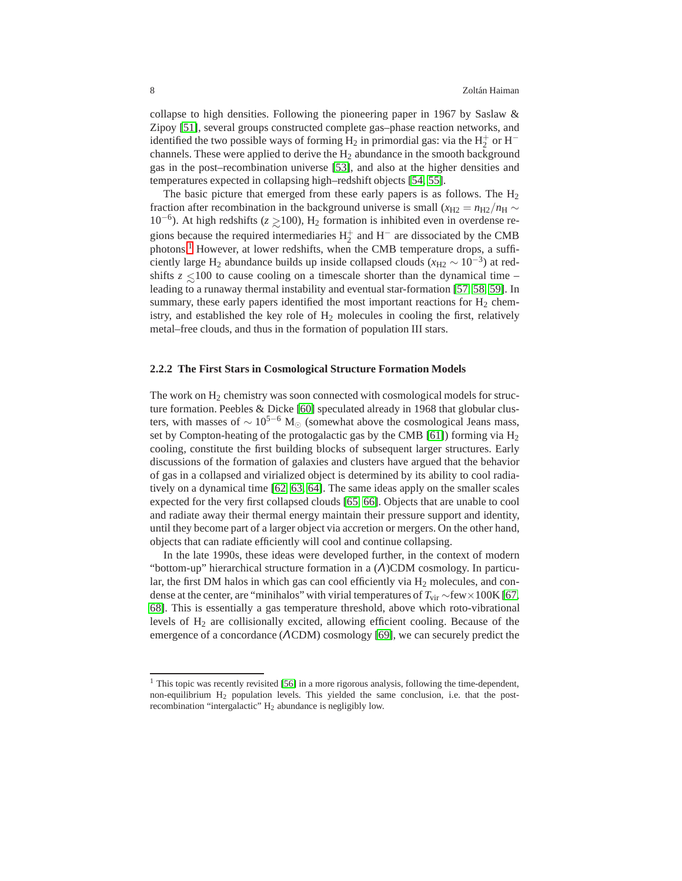collapse to high densities. Following the pioneering paper in 1967 by Saslaw & Zipoy [51], several groups constructed complete gas–phase reaction networks, and identified the two possible ways of forming $H_2$ in primordial gas: via the $H_2^+$ or $H^-$ channels. These were applied to derive the $H_2$ abundance in the smooth background gas in the post–recombination universe [53], and also at the higher densities and temperatures expected in collapsing high–redshift objects [54, 55].

The basic picture that emerged from these early papers is as follows. The $H_2$ fraction after recombination in the background universe is small ($x_{\rm H2} = n_{\rm H2}/n_{\rm H} \sim 10^{-6}$). At high redshifts ($z \gtrsim 100$), $H_2$ formation is inhibited even in overdense regions because the required intermediaries $H_2^+$ and $H^-$ are dissociated by the CMB photons.[1] However, at lower redshifts, when the CMB temperature drops, a sufficiently large $H_2$ abundance builds up inside collapsed clouds ($x_{\rm H2} \sim 10^{-3}$) at redshifts $z \lesssim 100$ to cause cooling on a timescale shorter than the dynamical time – leading to a runaway thermal instability and eventual star-formation [57, 58, 59]. In summary, these early papers identified the most important reactions for $H_2$ chemistry, and established the key role of $H_2$ molecules in cooling the first, relatively metal–free clouds, and thus in the formation of population III stars.

### 2.2.2 The First Stars in Cosmological Structure Formation Models

The work on $H_2$ chemistry was soon connected with cosmological models for structure formation. Peebles & Dicke [60] speculated already in 1968 that globular clusters, with masses of $\sim 10^{5-6}$ $M_\odot$ (somewhat above the cosmological Jeans mass, set by Compton-heating of the protogalactic gas by the CMB [61]) forming via $H_2$ cooling, constitute the first building blocks of subsequent larger structures. Early discussions of the formation of galaxies and clusters have argued that the behavior of gas in a collapsed and virialized object is determined by its ability to cool radiatively on a dynamical time [62, 63, 64]. The same ideas apply on the smaller scales expected for the very first collapsed clouds [65, 66]. Objects that are unable to cool and radiate away their thermal energy maintain their pressure support and identity, until they become part of a larger object via accretion or mergers. On the other hand, objects that can radiate efficiently will cool and continue collapsing.

In the late 1990s, these ideas were developed further, in the context of modern "bottom-up" hierarchical structure formation in a ($\Lambda$)CDM cosmology. In particular, the first DM halos in which gas can cool efficiently via $H_2$ molecules, and condense at the center, are "minihalos" with virial temperatures of $T_{\rm vir} \sim$few$\times$100K [67, 68]. This is essentially a gas temperature threshold, above which roto-vibrational levels of $H_2$ are collisionally excited, allowing efficient cooling. Because of the emergence of a concordance ($\Lambda$CDM) cosmology [69], we can securely predict the

[1] This topic was recently revisited [56] in a more rigorous analysis, following the time-dependent, non-equilibrium $H_2$ population levels. This yielded the same conclusion, i.e. that the post-recombination "intergalactic" $H_2$ abundance is negligibly low.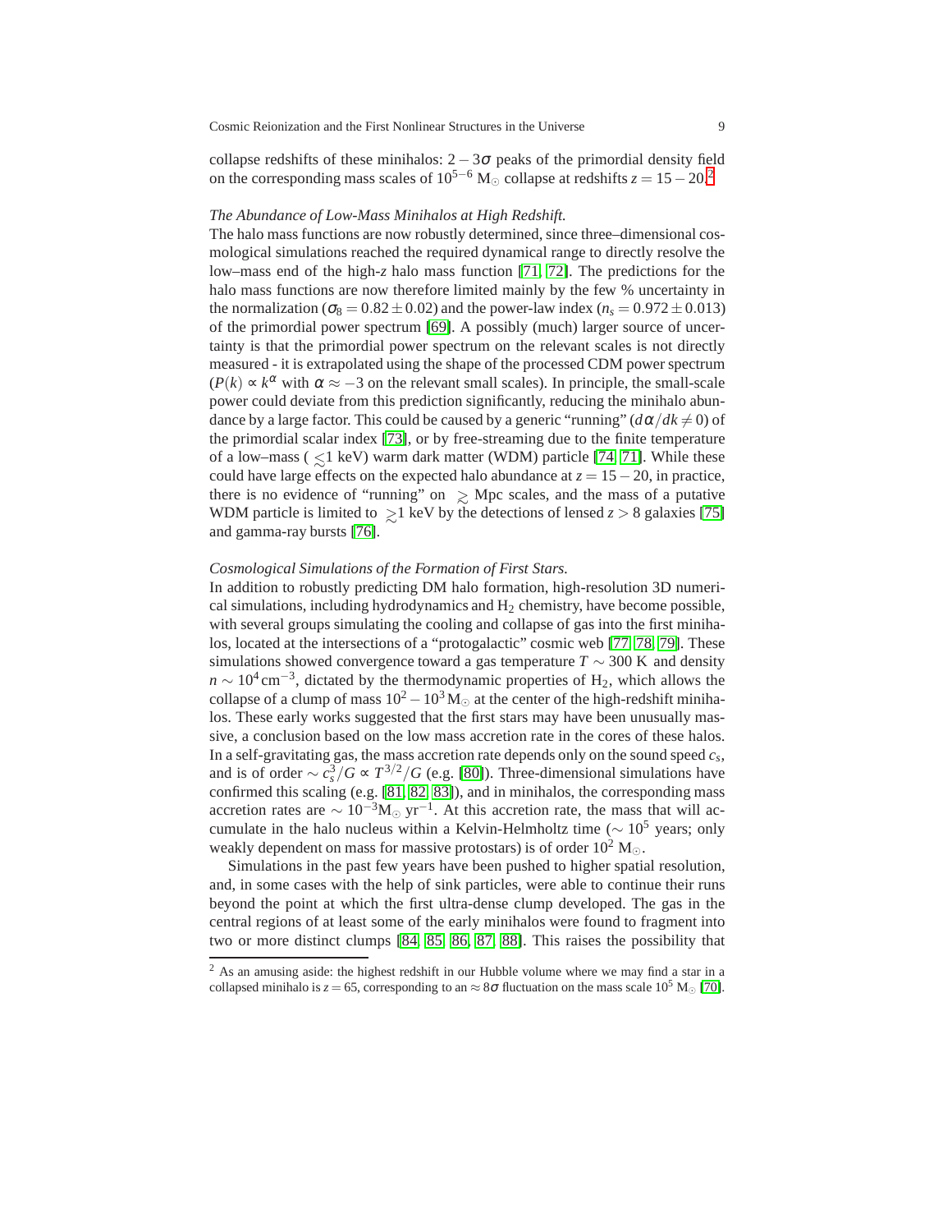collapse redshifts of these minihalos: $2-3\sigma$ peaks of the primordial density field on the corresponding mass scales of $10^{5-6}$ $M_\odot$ collapse at redshifts $z = 15-20$.[2]

*The Abundance of Low-Mass Minihalos at High Redshift.*
The halo mass functions are now robustly determined, since three–dimensional cosmological simulations reached the required dynamical range to directly resolve the low–mass end of the high-$z$ halo mass function [71, 72]. The predictions for the halo mass functions are now therefore limited mainly by the few % uncertainty in the normalization ($\sigma_8 = 0.82 \pm 0.02$) and the power-law index ($n_s = 0.972 \pm 0.013$) of the primordial power spectrum [69]. A possibly (much) larger source of uncertainty is that the primordial power spectrum on the relevant scales is not directly measured - it is extrapolated using the shape of the processed CDM power spectrum ($P(k) \propto k^\alpha$ with $\alpha \approx -3$ on the relevant small scales). In principle, the small-scale power could deviate from this prediction significantly, reducing the minihalo abundance by a large factor. This could be caused by a generic "running" ($d\alpha/dk \neq 0$) of the primordial scalar index [73], or by free-streaming due to the finite temperature of a low–mass ( $\lesssim$1 keV) warm dark matter (WDM) particle [74, 71]. While these could have large effects on the expected halo abundance at $z = 15-20$, in practice, there is no evidence of "running" on $\gtrsim$ Mpc scales, and the mass of a putative WDM particle is limited to $\gtrsim$1 keV by the detections of lensed $z > 8$ galaxies [75] and gamma-ray bursts [76].

*Cosmological Simulations of the Formation of First Stars.*
In addition to robustly predicting DM halo formation, high-resolution 3D numerical simulations, including hydrodynamics and $H_2$ chemistry, have become possible, with several groups simulating the cooling and collapse of gas into the first minihalos, located at the intersections of a "protogalactic" cosmic web [77, 78, 79]. These simulations showed convergence toward a gas temperature $T \sim 300$ K and density $n \sim 10^4\,\mathrm{cm}^{-3}$, dictated by the thermodynamic properties of $H_2$, which allows the collapse of a clump of mass $10^2-10^3\,M_\odot$ at the center of the high-redshift minihalos. These early works suggested that the first stars may have been unusually massive, a conclusion based on the low mass accretion rate in the cores of these halos. In a self-gravitating gas, the mass accretion rate depends only on the sound speed $c_s$, and is of order $\sim c_s^3/G \propto T^{3/2}/G$ (e.g. [80]). Three-dimensional simulations have confirmed this scaling (e.g. [81, 82, 83]), and in minihalos, the corresponding mass accretion rates are $\sim 10^{-3} M_\odot\,\mathrm{yr}^{-1}$. At this accretion rate, the mass that will accumulate in the halo nucleus within a Kelvin-Helmholtz time ($\sim 10^5$ years; only weakly dependent on mass for massive protostars) is of order $10^2$ $M_\odot$.

Simulations in the past few years have been pushed to higher spatial resolution, and, in some cases with the help of sink particles, were able to continue their runs beyond the point at which the first ultra-dense clump developed. The gas in the central regions of at least some of the early minihalos were found to fragment into two or more distinct clumps [84, 85, 86, 87, 88]. This raises the possibility that

[2] As an amusing aside: the highest redshift in our Hubble volume where we may find a star in a collapsed minihalo is $z = 65$, corresponding to an $\approx 8\sigma$ fluctuation on the mass scale $10^5$ $M_\odot$ [70].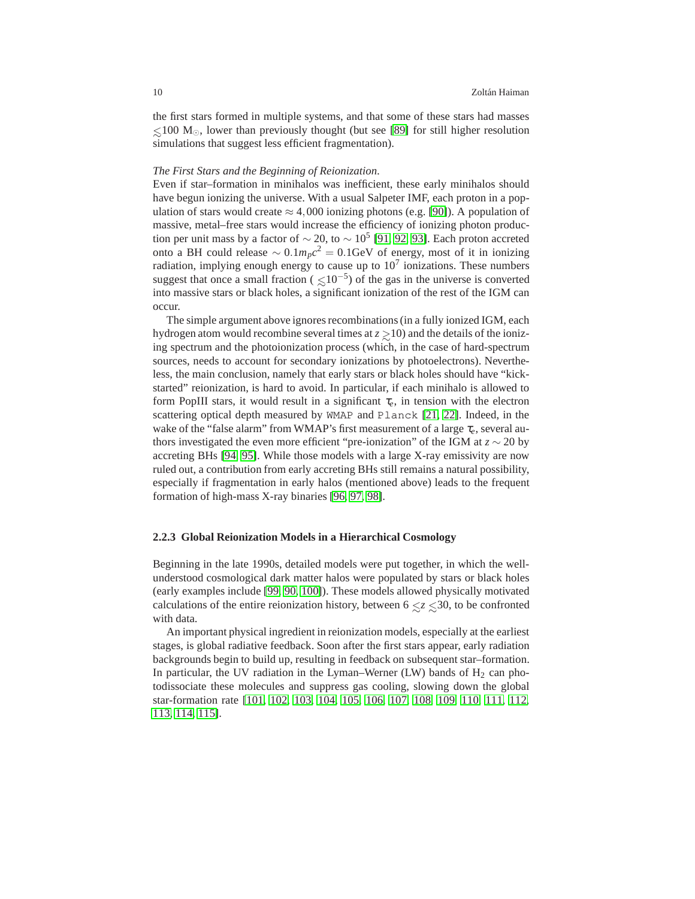the first stars formed in multiple systems, and that some of these stars had masses $\lesssim$100 $M_\odot$, lower than previously thought (but see [89] for still higher resolution simulations that suggest less efficient fragmentation).

*The First Stars and the Beginning of Reionization.*
Even if star–formation in minihalos was inefficient, these early minihalos should have begun ionizing the universe. With a usual Salpeter IMF, each proton in a population of stars would create $\approx 4,000$ ionizing photons (e.g. [90]). A population of massive, metal–free stars would increase the efficiency of ionizing photon production per unit mass by a factor of $\sim 20$, to $\sim 10^5$ [91, 92, 93]. Each proton accreted onto a BH could release $\sim 0.1 m_p c^2 = 0.1$GeV of energy, most of it in ionizing radiation, implying enough energy to cause up to $10^7$ ionizations. These numbers suggest that once a small fraction ( $\lesssim 10^{-5}$) of the gas in the universe is converted into massive stars or black holes, a significant ionization of the rest of the IGM can occur.

The simple argument above ignores recombinations (in a fully ionized IGM, each hydrogen atom would recombine several times at $z \gtrsim 10$) and the details of the ionizing spectrum and the photoionization process (which, in the case of hard-spectrum sources, needs to account for secondary ionizations by photoelectrons). Nevertheless, the main conclusion, namely that early stars or black holes should have "kick-started" reionization, is hard to avoid. In particular, if each minihalo is allowed to form PopIII stars, it would result in a significant $\tau_e$, in tension with the electron scattering optical depth measured by WMAP and Planck [21, 22]. Indeed, in the wake of the "false alarm" from WMAP's first measurement of a large $\tau_e$, several authors investigated the even more efficient "pre-ionization" of the IGM at $z \sim 20$ by accreting BHs [94, 95]. While those models with a large X-ray emissivity are now ruled out, a contribution from early accreting BHs still remains a natural possibility, especially if fragmentation in early halos (mentioned above) leads to the frequent formation of high-mass X-ray binaries [96, 97, 98].

### 2.2.3 Global Reionization Models in a Hierarchical Cosmology

Beginning in the late 1990s, detailed models were put together, in which the well-understood cosmological dark matter halos were populated by stars or black holes (early examples include [99, 90, 100]). These models allowed physically motivated calculations of the entire reionization history, between $6 \lesssim z \lesssim 30$, to be confronted with data.

An important physical ingredient in reionization models, especially at the earliest stages, is global radiative feedback. Soon after the first stars appear, early radiation backgrounds begin to build up, resulting in feedback on subsequent star–formation. In particular, the UV radiation in the Lyman–Werner (LW) bands of $H_2$ can photodissociate these molecules and suppress gas cooling, slowing down the global star-formation rate [101, 102, 103, 104, 105, 106, 107, 108, 109, 110, 111, 112, 113, 114, 115].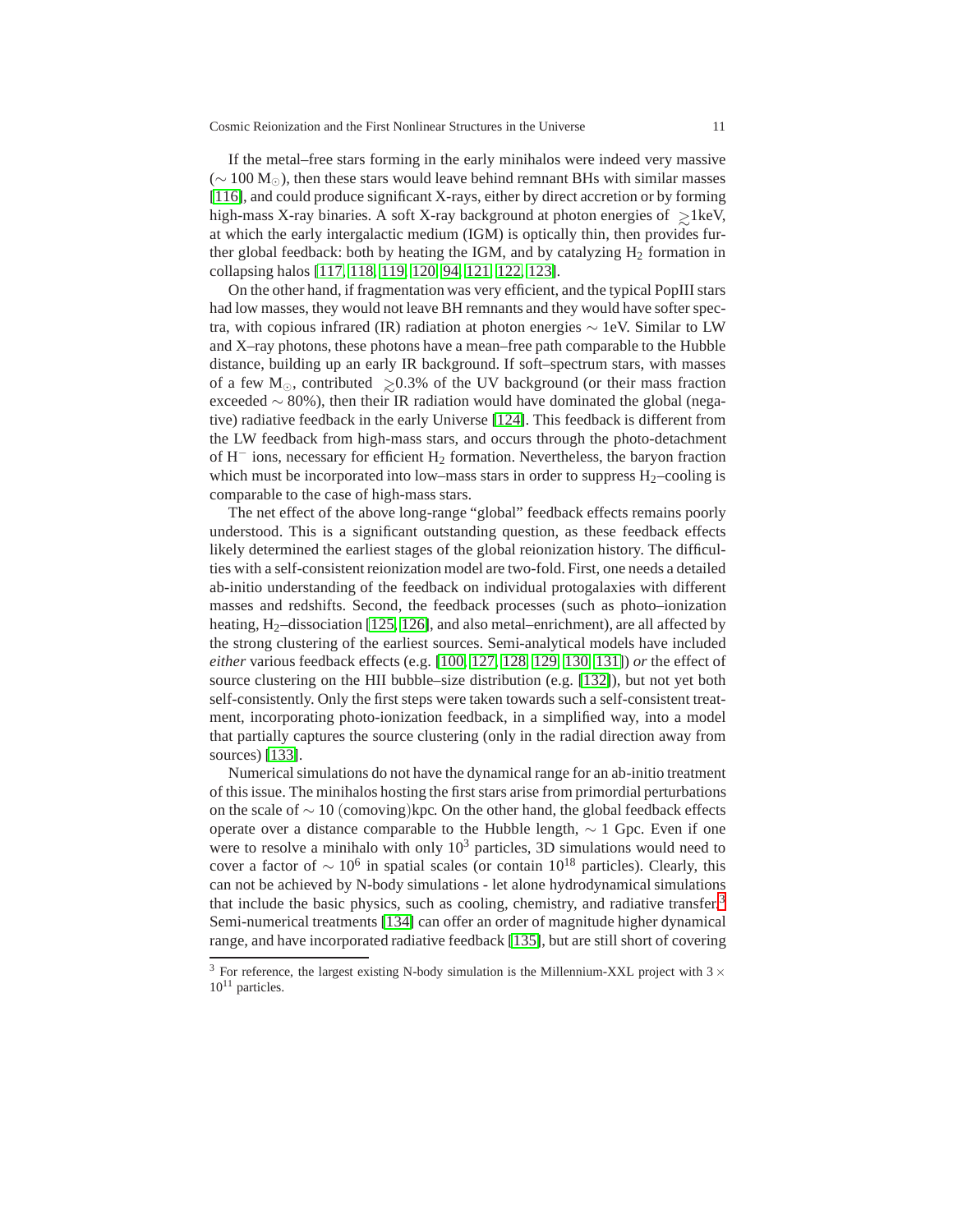If the metal–free stars forming in the early minihalos were indeed very massive ($\sim 100\ M_\odot$), then these stars would leave behind remnant BHs with similar masses [116], and could produce significant X-rays, either by direct accretion or by forming high-mass X-ray binaries. A soft X-ray background at photon energies of $\gtrsim$1keV, at which the early intergalactic medium (IGM) is optically thin, then provides further global feedback: both by heating the IGM, and by catalyzing $H_2$ formation in collapsing halos [117, 118, 119, 120, 94, 121, 122, 123].

On the other hand, if fragmentation was very efficient, and the typical PopIII stars had low masses, they would not leave BH remnants and they would have softer spectra, with copious infrared (IR) radiation at photon energies $\sim$ 1eV. Similar to LW and X–ray photons, these photons have a mean–free path comparable to the Hubble distance, building up an early IR background. If soft–spectrum stars, with masses of a few $M_\odot$, contributed $\gtrsim$0.3% of the UV background (or their mass fraction exceeded $\sim$ 80%), then their IR radiation would have dominated the global (negative) radiative feedback in the early Universe [124]. This feedback is different from the LW feedback from high-mass stars, and occurs through the photo-detachment of $H^-$ ions, necessary for efficient $H_2$ formation. Nevertheless, the baryon fraction which must be incorporated into low–mass stars in order to suppress $H_2$–cooling is comparable to the case of high-mass stars.

The net effect of the above long-range "global" feedback effects remains poorly understood. This is a significant outstanding question, as these feedback effects likely determined the earliest stages of the global reionization history. The difficulties with a self-consistent reionization model are two-fold. First, one needs a detailed ab-initio understanding of the feedback on individual protogalaxies with different masses and redshifts. Second, the feedback processes (such as photo–ionization heating, $H_2$–dissociation [125, 126], and also metal–enrichment), are all affected by the strong clustering of the earliest sources. Semi-analytical models have included *either* various feedback effects (e.g. [100, 127, 128, 129, 130, 131]) *or* the effect of source clustering on the HII bubble–size distribution (e.g. [132]), but not yet both self-consistently. Only the first steps were taken towards such a self-consistent treatment, incorporating photo-ionization feedback, in a simplified way, into a model that partially captures the source clustering (only in the radial direction away from sources) [133].

Numerical simulations do not have the dynamical range for an ab-initio treatment of this issue. The minihalos hosting the first stars arise from primordial perturbations on the scale of $\sim$ 10 (comoving)kpc. On the other hand, the global feedback effects operate over a distance comparable to the Hubble length, $\sim$ 1 Gpc. Even if one were to resolve a minihalo with only $10^3$ particles, 3D simulations would need to cover a factor of $\sim 10^6$ in spatial scales (or contain $10^{18}$ particles). Clearly, this can not be achieved by N-body simulations - let alone hydrodynamical simulations that include the basic physics, such as cooling, chemistry, and radiative transfer.[3] Semi-numerical treatments [134] can offer an order of magnitude higher dynamical range, and have incorporated radiative feedback [135], but are still short of covering

[3] For reference, the largest existing N-body simulation is the Millennium-XXL project with $3 \times 10^{11}$ particles.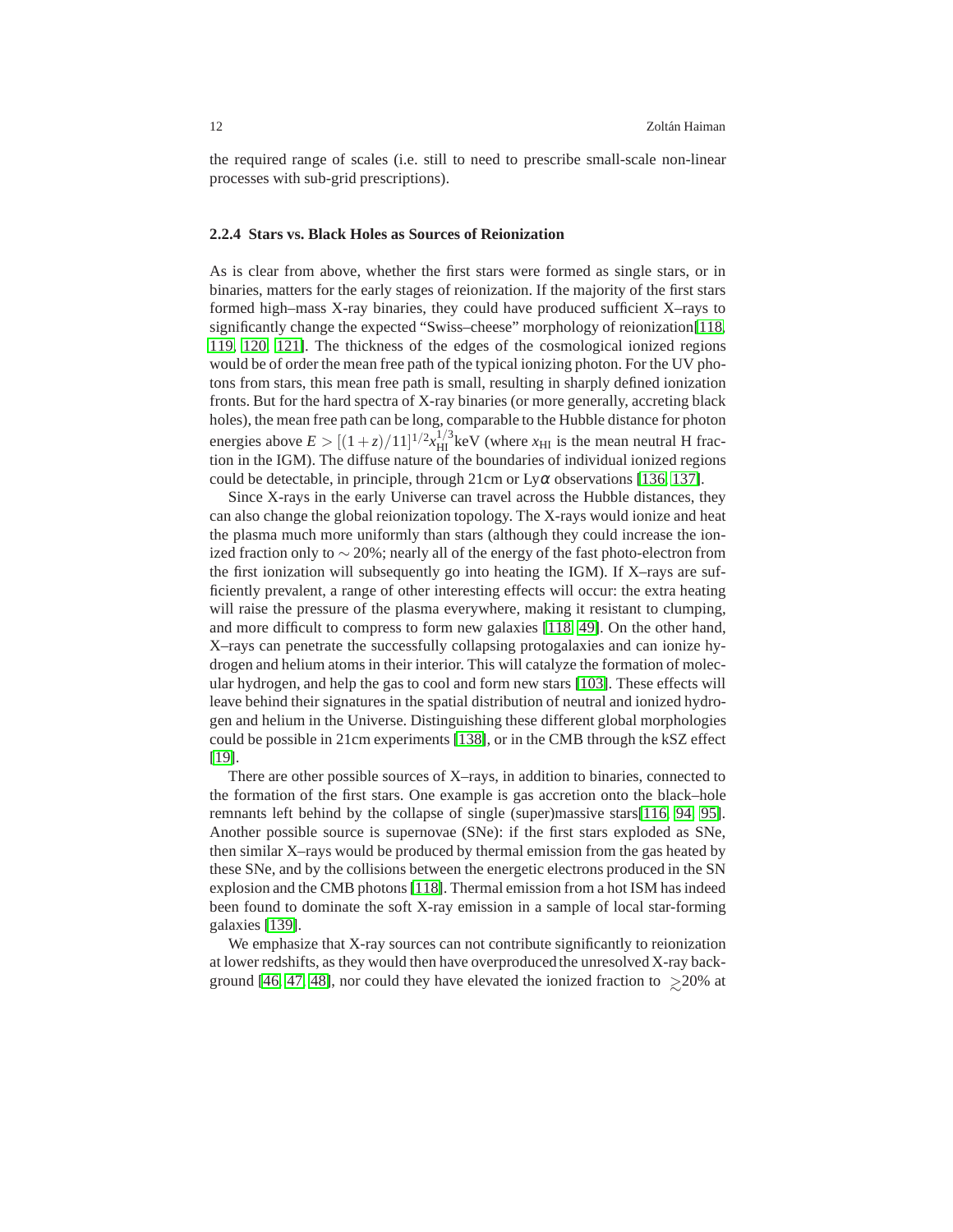the required range of scales (i.e. still to need to prescribe small-scale non-linear processes with sub-grid prescriptions).

### 2.2.4 Stars vs. Black Holes as Sources of Reionization

As is clear from above, whether the first stars were formed as single stars, or in binaries, matters for the early stages of reionization. If the majority of the first stars formed high–mass X-ray binaries, they could have produced sufficient X–rays to significantly change the expected "Swiss–cheese" morphology of reionization[118, 119, 120, 121]. The thickness of the edges of the cosmological ionized regions would be of order the mean free path of the typical ionizing photon. For the UV photons from stars, this mean free path is small, resulting in sharply defined ionization fronts. But for the hard spectra of X-ray binaries (or more generally, accreting black holes), the mean free path can be long, comparable to the Hubble distance for photon energies above $E > [(1+z)/11]^{1/2} x_{\rm HI}^{1/3}$keV (where $x_{\rm HI}$ is the mean neutral H fraction in the IGM). The diffuse nature of the boundaries of individual ionized regions could be detectable, in principle, through 21cm or Ly$\alpha$ observations [136, 137].

Since X-rays in the early Universe can travel across the Hubble distances, they can also change the global reionization topology. The X-rays would ionize and heat the plasma much more uniformly than stars (although they could increase the ionized fraction only to $\sim 20\%$; nearly all of the energy of the fast photo-electron from the first ionization will subsequently go into heating the IGM). If X–rays are sufficiently prevalent, a range of other interesting effects will occur: the extra heating will raise the pressure of the plasma everywhere, making it resistant to clumping, and more difficult to compress to form new galaxies [118, 49]. On the other hand, X–rays can penetrate the successfully collapsing protogalaxies and can ionize hydrogen and helium atoms in their interior. This will catalyze the formation of molecular hydrogen, and help the gas to cool and form new stars [103]. These effects will leave behind their signatures in the spatial distribution of neutral and ionized hydrogen and helium in the Universe. Distinguishing these different global morphologies could be possible in 21cm experiments [138], or in the CMB through the kSZ effect [19].

There are other possible sources of X–rays, in addition to binaries, connected to the formation of the first stars. One example is gas accretion onto the black–hole remnants left behind by the collapse of single (super)massive stars[116, 94, 95]. Another possible source is supernovae (SNe): if the first stars exploded as SNe, then similar X–rays would be produced by thermal emission from the gas heated by these SNe, and by the collisions between the energetic electrons produced in the SN explosion and the CMB photons [118]. Thermal emission from a hot ISM has indeed been found to dominate the soft X-ray emission in a sample of local star-forming galaxies [139].

We emphasize that X-ray sources can not contribute significantly to reionization at lower redshifts, as they would then have overproduced the unresolved X-ray background [46, 47, 48], nor could they have elevated the ionized fraction to $\gtrsim 20\%$ at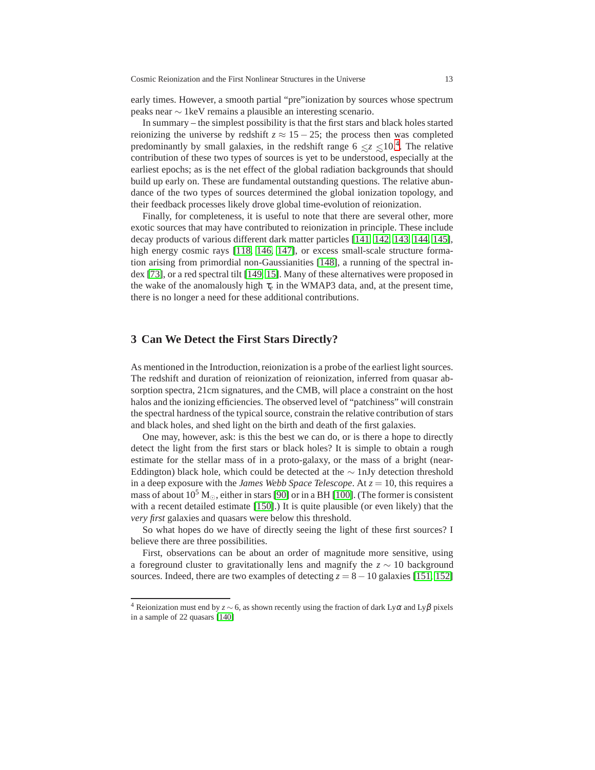early times. However, a smooth partial "pre"ionization by sources whose spectrum peaks near $\sim$ 1keV remains a plausible an interesting scenario.

In summary – the simplest possibility is that the first stars and black holes started reionizing the universe by redshift $z \approx 15 - 25$; the process then was completed predominantly by small galaxies, in the redshift range $6 \lesssim z \lesssim 10$.[4]. The relative contribution of these two types of sources is yet to be understood, especially at the earliest epochs; as is the net effect of the global radiation backgrounds that should build up early on. These are fundamental outstanding questions. The relative abundance of the two types of sources determined the global ionization topology, and their feedback processes likely drove global time-evolution of reionization.

Finally, for completeness, it is useful to note that there are several other, more exotic sources that may have contributed to reionization in principle. These include decay products of various different dark matter particles [141, 142, 143, 144, 145], high energy cosmic rays [118, 146, 147], or excess small-scale structure formation arising from primordial non-Gaussianities [148], a running of the spectral index [73], or a red spectral tilt [149, 15]. Many of these alternatives were proposed in the wake of the anomalously high $\tau_e$ in the WMAP3 data, and, at the present time, there is no longer a need for these additional contributions.

## 3 Can We Detect the First Stars Directly?

As mentioned in the Introduction, reionization is a probe of the earliest light sources. The redshift and duration of reionization of reionization, inferred from quasar absorption spectra, 21cm signatures, and the CMB, will place a constraint on the host halos and the ionizing efficiencies. The observed level of "patchiness" will constrain the spectral hardness of the typical source, constrain the relative contribution of stars and black holes, and shed light on the birth and death of the first galaxies.

One may, however, ask: is this the best we can do, or is there a hope to directly detect the light from the first stars or black holes? It is simple to obtain a rough estimate for the stellar mass of in a proto-galaxy, or the mass of a bright (near-Eddington) black hole, which could be detected at the $\sim$ 1nJy detection threshold in a deep exposure with the *James Webb Space Telescope*. At $z = 10$, this requires a mass of about $10^5$ $M_\odot$, either in stars [90] or in a BH [100]. (The former is consistent with a recent detailed estimate [150].) It is quite plausible (or even likely) that the *very first* galaxies and quasars were below this threshold.

So what hopes do we have of directly seeing the light of these first sources? I believe there are three possibilities.

First, observations can be about an order of magnitude more sensitive, using a foreground cluster to gravitationally lens and magnify the $z \sim 10$ background sources. Indeed, there are two examples of detecting $z = 8 - 10$ galaxies [151, 152]

---

[4] Reionization must end by $z \sim 6$, as shown recently using the fraction of dark Ly$\alpha$ and Ly$\beta$ pixels in a sample of 22 quasars [140]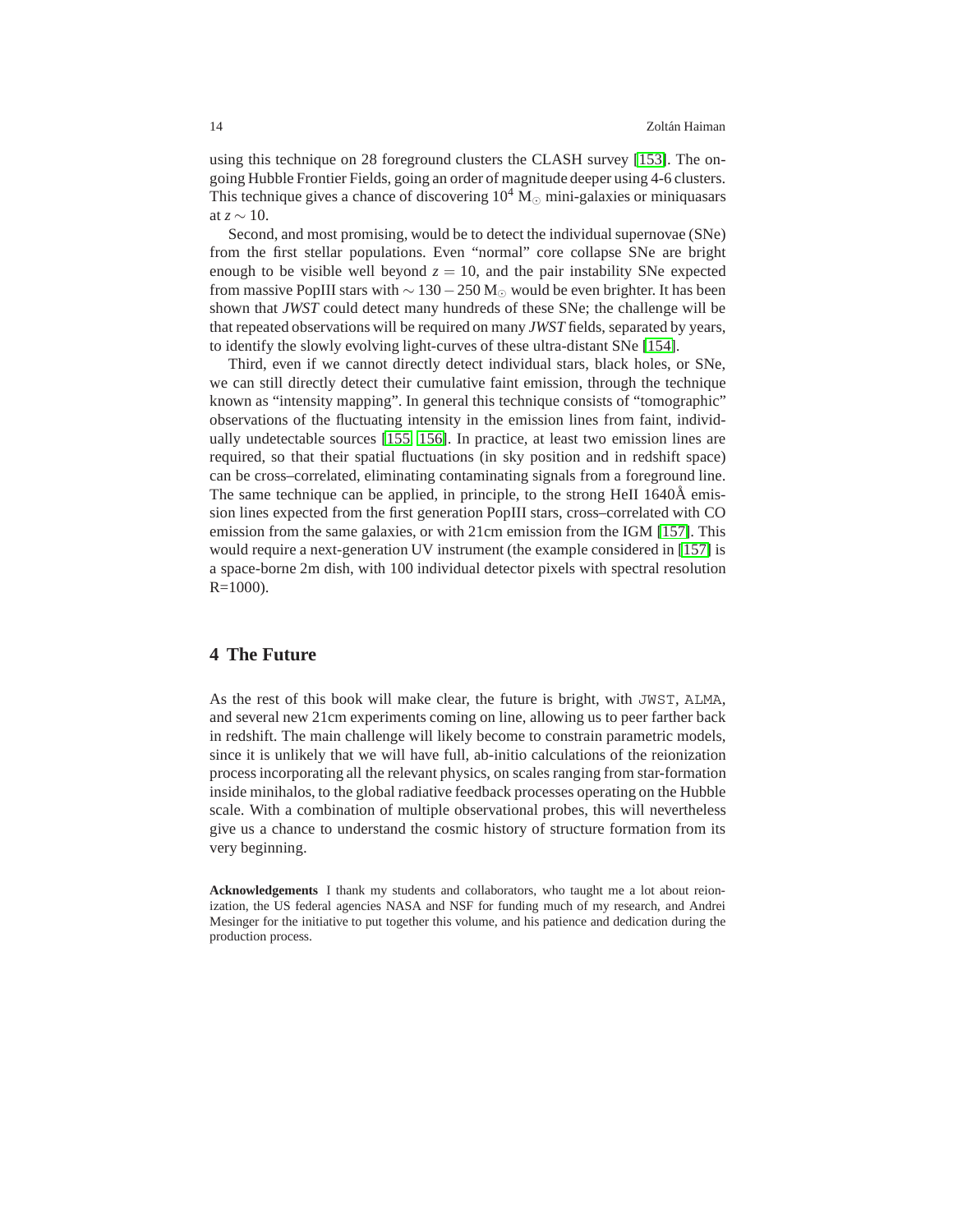using this technique on 28 foreground clusters the CLASH survey [153]. The ongoing Hubble Frontier Fields, going an order of magnitude deeper using 4-6 clusters. This technique gives a chance of discovering $10^4$ $M_\odot$ mini-galaxies or miniquasars at $z \sim 10$.

Second, and most promising, would be to detect the individual supernovae (SNe) from the first stellar populations. Even "normal" core collapse SNe are bright enough to be visible well beyond $z = 10$, and the pair instability SNe expected from massive PopIII stars with $\sim 130 - 250$ $M_\odot$ would be even brighter. It has been shown that *JWST* could detect many hundreds of these SNe; the challenge will be that repeated observations will be required on many *JWST* fields, separated by years, to identify the slowly evolving light-curves of these ultra-distant SNe [154].

Third, even if we cannot directly detect individual stars, black holes, or SNe, we can still directly detect their cumulative faint emission, through the technique known as "intensity mapping". In general this technique consists of "tomographic" observations of the fluctuating intensity in the emission lines from faint, individually undetectable sources [155, 156]. In practice, at least two emission lines are required, so that their spatial fluctuations (in sky position and in redshift space) can be cross–correlated, eliminating contaminating signals from a foreground line. The same technique can be applied, in principle, to the strong HeII 1640Å emission lines expected from the first generation PopIII stars, cross–correlated with CO emission from the same galaxies, or with 21cm emission from the IGM [157]. This would require a next-generation UV instrument (the example considered in [157] is a space-borne 2m dish, with 100 individual detector pixels with spectral resolution R=1000).

## 4 The Future

As the rest of this book will make clear, the future is bright, with JWST, ALMA, and several new 21cm experiments coming on line, allowing us to peer farther back in redshift. The main challenge will likely become to constrain parametric models, since it is unlikely that we will have full, ab-initio calculations of the reionization process incorporating all the relevant physics, on scales ranging from star-formation inside minihalos, to the global radiative feedback processes operating on the Hubble scale. With a combination of multiple observational probes, this will nevertheless give us a chance to understand the cosmic history of structure formation from its very beginning.

**Acknowledgements** I thank my students and collaborators, who taught me a lot about reionization, the US federal agencies NASA and NSF for funding much of my research, and Andrei Mesinger for the initiative to put together this volume, and his patience and dedication during the production process.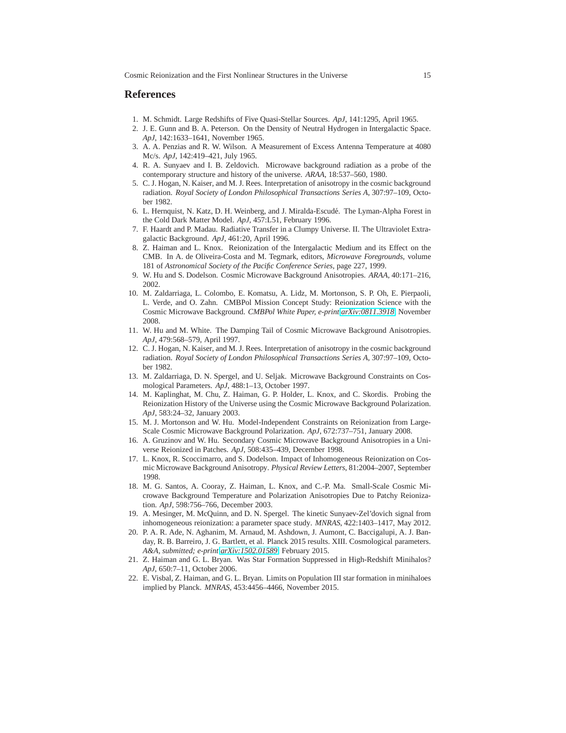## References

1. M. Schmidt. Large Redshifts of Five Quasi-Stellar Sources. *ApJ*, 141:1295, April 1965.
2. J. E. Gunn and B. A. Peterson. On the Density of Neutral Hydrogen in Intergalactic Space. *ApJ*, 142:1633–1641, November 1965.
3. A. A. Penzias and R. W. Wilson. A Measurement of Excess Antenna Temperature at 4080 Mc/s. *ApJ*, 142:419–421, July 1965.
4. R. A. Sunyaev and I. B. Zeldovich. Microwave background radiation as a probe of the contemporary structure and history of the universe. *ARAA*, 18:537–560, 1980.
5. C. J. Hogan, N. Kaiser, and M. J. Rees. Interpretation of anisotropy in the cosmic background radiation. *Royal Society of London Philosophical Transactions Series A*, 307:97–109, October 1982.
6. L. Hernquist, N. Katz, D. H. Weinberg, and J. Miralda-Escudé. The Lyman-Alpha Forest in the Cold Dark Matter Model. *ApJ*, 457:L51, February 1996.
7. F. Haardt and P. Madau. Radiative Transfer in a Clumpy Universe. II. The Ultraviolet Extragalactic Background. *ApJ*, 461:20, April 1996.
8. Z. Haiman and L. Knox. Reionization of the Intergalactic Medium and its Effect on the CMB. In A. de Oliveira-Costa and M. Tegmark, editors, *Microwave Foregrounds*, volume 181 of *Astronomical Society of the Pacific Conference Series*, page 227, 1999.
9. W. Hu and S. Dodelson. Cosmic Microwave Background Anisotropies. *ARAA*, 40:171–216, 2002.
10. M. Zaldarriaga, L. Colombo, E. Komatsu, A. Lidz, M. Mortonson, S. P. Oh, E. Pierpaoli, L. Verde, and O. Zahn. CMBPol Mission Concept Study: Reionization Science with the Cosmic Microwave Background. *CMBPol White Paper, e-print arXiv:0811.3918*, November 2008.
11. W. Hu and M. White. The Damping Tail of Cosmic Microwave Background Anisotropies. *ApJ*, 479:568–579, April 1997.
12. C. J. Hogan, N. Kaiser, and M. J. Rees. Interpretation of anisotropy in the cosmic background radiation. *Royal Society of London Philosophical Transactions Series A*, 307:97–109, October 1982.
13. M. Zaldarriaga, D. N. Spergel, and U. Seljak. Microwave Background Constraints on Cosmological Parameters. *ApJ*, 488:1–13, October 1997.
14. M. Kaplinghat, M. Chu, Z. Haiman, G. P. Holder, L. Knox, and C. Skordis. Probing the Reionization History of the Universe using the Cosmic Microwave Background Polarization. *ApJ*, 583:24–32, January 2003.
15. M. J. Mortonson and W. Hu. Model-Independent Constraints on Reionization from Large-Scale Cosmic Microwave Background Polarization. *ApJ*, 672:737–751, January 2008.
16. A. Gruzinov and W. Hu. Secondary Cosmic Microwave Background Anisotropies in a Universe Reionized in Patches. *ApJ*, 508:435–439, December 1998.
17. L. Knox, R. Scoccimarro, and S. Dodelson. Impact of Inhomogeneous Reionization on Cosmic Microwave Background Anisotropy. *Physical Review Letters*, 81:2004–2007, September 1998.
18. M. G. Santos, A. Cooray, Z. Haiman, L. Knox, and C.-P. Ma. Small-Scale Cosmic Microwave Background Temperature and Polarization Anisotropies Due to Patchy Reionization. *ApJ*, 598:756–766, December 2003.
19. A. Mesinger, M. McQuinn, and D. N. Spergel. The kinetic Sunyaev-Zel'dovich signal from inhomogeneous reionization: a parameter space study. *MNRAS*, 422:1403–1417, May 2012.
20. P. A. R. Ade, N. Aghanim, M. Arnaud, M. Ashdown, J. Aumont, C. Baccigalupi, A. J. Banday, R. B. Barreiro, J. G. Bartlett, et al. Planck 2015 results. XIII. Cosmological parameters. *A&A, submitted; e-print arXiv:1502.01589*, February 2015.
21. Z. Haiman and G. L. Bryan. Was Star Formation Suppressed in High-Redshift Minihalos? *ApJ*, 650:7–11, October 2006.
22. E. Visbal, Z. Haiman, and G. L. Bryan. Limits on Population III star formation in minihaloes implied by Planck. *MNRAS*, 453:4456–4466, November 2015.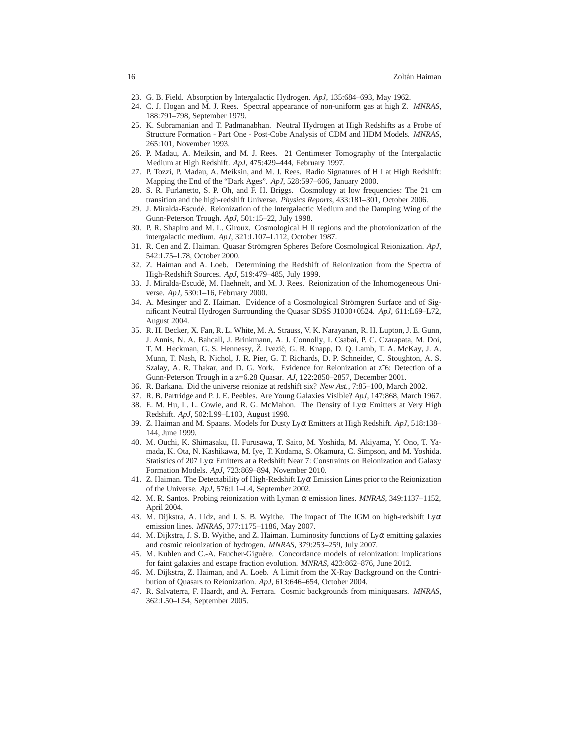23. G. B. Field. Absorption by Intergalactic Hydrogen. *ApJ*, 135:684–693, May 1962.
24. C. J. Hogan and M. J. Rees. Spectral appearance of non-uniform gas at high Z. *MNRAS*, 188:791–798, September 1979.
25. K. Subramanian and T. Padmanabhan. Neutral Hydrogen at High Redshifts as a Probe of Structure Formation - Part One - Post-Cobe Analysis of CDM and HDM Models. *MNRAS*, 265:101, November 1993.
26. P. Madau, A. Meiksin, and M. J. Rees. 21 Centimeter Tomography of the Intergalactic Medium at High Redshift. *ApJ*, 475:429–444, February 1997.
27. P. Tozzi, P. Madau, A. Meiksin, and M. J. Rees. Radio Signatures of H I at High Redshift: Mapping the End of the "Dark Ages". *ApJ*, 528:597–606, January 2000.
28. S. R. Furlanetto, S. P. Oh, and F. H. Briggs. Cosmology at low frequencies: The 21 cm transition and the high-redshift Universe. *Physics Reports*, 433:181–301, October 2006.
29. J. Miralda-Escudé. Reionization of the Intergalactic Medium and the Damping Wing of the Gunn-Peterson Trough. *ApJ*, 501:15–22, July 1998.
30. P. R. Shapiro and M. L. Giroux. Cosmological H II regions and the photoionization of the intergalactic medium. *ApJ*, 321:L107–L112, October 1987.
31. R. Cen and Z. Haiman. Quasar Strömgren Spheres Before Cosmological Reionization. *ApJ*, 542:L75–L78, October 2000.
32. Z. Haiman and A. Loeb. Determining the Redshift of Reionization from the Spectra of High-Redshift Sources. *ApJ*, 519:479–485, July 1999.
33. J. Miralda-Escudé, M. Haehnelt, and M. J. Rees. Reionization of the Inhomogeneous Universe. *ApJ*, 530:1–16, February 2000.
34. A. Mesinger and Z. Haiman. Evidence of a Cosmological Strömgren Surface and of Significant Neutral Hydrogen Surrounding the Quasar SDSS J1030+0524. *ApJ*, 611:L69–L72, August 2004.
35. R. H. Becker, X. Fan, R. L. White, M. A. Strauss, V. K. Narayanan, R. H. Lupton, J. E. Gunn, J. Annis, N. A. Bahcall, J. Brinkmann, A. J. Connolly, I. Csabai, P. C. Czarapata, M. Doi, T. M. Heckman, G. S. Hennessy, Ž. Ivezić, G. R. Knapp, D. Q. Lamb, T. A. McKay, J. A. Munn, T. Nash, R. Nichol, J. R. Pier, G. T. Richards, D. P. Schneider, C. Stoughton, A. S. Szalay, A. R. Thakar, and D. G. York. Evidence for Reionization at z˜6: Detection of a Gunn-Peterson Trough in a z=6.28 Quasar. *AJ*, 122:2850–2857, December 2001.
36. R. Barkana. Did the universe reionize at redshift six? *New Ast.*, 7:85–100, March 2002.
37. R. B. Partridge and P. J. E. Peebles. Are Young Galaxies Visible? *ApJ*, 147:868, March 1967.
38. E. M. Hu, L. L. Cowie, and R. G. McMahon. The Density of Ly$\alpha$ Emitters at Very High Redshift. *ApJ*, 502:L99–L103, August 1998.
39. Z. Haiman and M. Spaans. Models for Dusty Ly$\alpha$ Emitters at High Redshift. *ApJ*, 518:138–144, June 1999.
40. M. Ouchi, K. Shimasaku, H. Furusawa, T. Saito, M. Yoshida, M. Akiyama, Y. Ono, T. Yamada, K. Ota, N. Kashikawa, M. Iye, T. Kodama, S. Okamura, C. Simpson, and M. Yoshida. Statistics of 207 Ly$\alpha$ Emitters at a Redshift Near 7: Constraints on Reionization and Galaxy Formation Models. *ApJ*, 723:869–894, November 2010.
41. Z. Haiman. The Detectability of High-Redshift Ly$\alpha$ Emission Lines prior to the Reionization of the Universe. *ApJ*, 576:L1–L4, September 2002.
42. M. R. Santos. Probing reionization with Lyman $\alpha$ emission lines. *MNRAS*, 349:1137–1152, April 2004.
43. M. Dijkstra, A. Lidz, and J. S. B. Wyithe. The impact of The IGM on high-redshift Ly$\alpha$ emission lines. *MNRAS*, 377:1175–1186, May 2007.
44. M. Dijkstra, J. S. B. Wyithe, and Z. Haiman. Luminosity functions of Ly$\alpha$ emitting galaxies and cosmic reionization of hydrogen. *MNRAS*, 379:253–259, July 2007.
45. M. Kuhlen and C.-A. Faucher-Giguère. Concordance models of reionization: implications for faint galaxies and escape fraction evolution. *MNRAS*, 423:862–876, June 2012.
46. M. Dijkstra, Z. Haiman, and A. Loeb. A Limit from the X-Ray Background on the Contribution of Quasars to Reionization. *ApJ*, 613:646–654, October 2004.
47. R. Salvaterra, F. Haardt, and A. Ferrara. Cosmic backgrounds from miniquasars. *MNRAS*, 362:L50–L54, September 2005.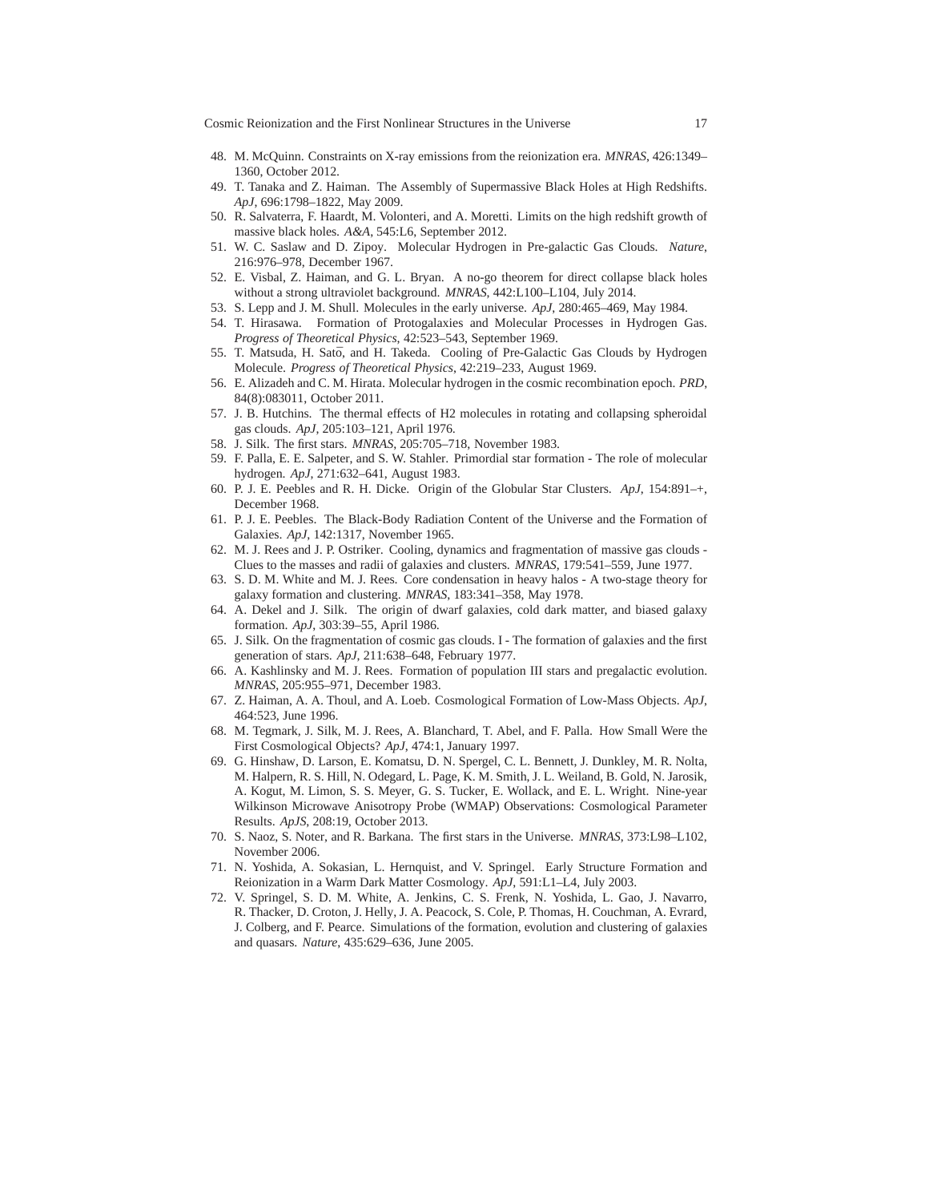48. M. McQuinn. Constraints on X-ray emissions from the reionization era. *MNRAS*, 426:1349–1360, October 2012.
49. T. Tanaka and Z. Haiman. The Assembly of Supermassive Black Holes at High Redshifts. *ApJ*, 696:1798–1822, May 2009.
50. R. Salvaterra, F. Haardt, M. Volonteri, and A. Moretti. Limits on the high redshift growth of massive black holes. *A&A*, 545:L6, September 2012.
51. W. C. Saslaw and D. Zipoy. Molecular Hydrogen in Pre-galactic Gas Clouds. *Nature*, 216:976–978, December 1967.
52. E. Visbal, Z. Haiman, and G. L. Bryan. A no-go theorem for direct collapse black holes without a strong ultraviolet background. *MNRAS*, 442:L100–L104, July 2014.
53. S. Lepp and J. M. Shull. Molecules in the early universe. *ApJ*, 280:465–469, May 1984.
54. T. Hirasawa. Formation of Protogalaxies and Molecular Processes in Hydrogen Gas. *Progress of Theoretical Physics*, 42:523–543, September 1969.
55. T. Matsuda, H. Satō, and H. Takeda. Cooling of Pre-Galactic Gas Clouds by Hydrogen Molecule. *Progress of Theoretical Physics*, 42:219–233, August 1969.
56. E. Alizadeh and C. M. Hirata. Molecular hydrogen in the cosmic recombination epoch. *PRD*, 84(8):083011, October 2011.
57. J. B. Hutchins. The thermal effects of H2 molecules in rotating and collapsing spheroidal gas clouds. *ApJ*, 205:103–121, April 1976.
58. J. Silk. The first stars. *MNRAS*, 205:705–718, November 1983.
59. F. Palla, E. E. Salpeter, and S. W. Stahler. Primordial star formation - The role of molecular hydrogen. *ApJ*, 271:632–641, August 1983.
60. P. J. E. Peebles and R. H. Dicke. Origin of the Globular Star Clusters. *ApJ*, 154:891–+, December 1968.
61. P. J. E. Peebles. The Black-Body Radiation Content of the Universe and the Formation of Galaxies. *ApJ*, 142:1317, November 1965.
62. M. J. Rees and J. P. Ostriker. Cooling, dynamics and fragmentation of massive gas clouds - Clues to the masses and radii of galaxies and clusters. *MNRAS*, 179:541–559, June 1977.
63. S. D. M. White and M. J. Rees. Core condensation in heavy halos - A two-stage theory for galaxy formation and clustering. *MNRAS*, 183:341–358, May 1978.
64. A. Dekel and J. Silk. The origin of dwarf galaxies, cold dark matter, and biased galaxy formation. *ApJ*, 303:39–55, April 1986.
65. J. Silk. On the fragmentation of cosmic gas clouds. I - The formation of galaxies and the first generation of stars. *ApJ*, 211:638–648, February 1977.
66. A. Kashlinsky and M. J. Rees. Formation of population III stars and pregalactic evolution. *MNRAS*, 205:955–971, December 1983.
67. Z. Haiman, A. A. Thoul, and A. Loeb. Cosmological Formation of Low-Mass Objects. *ApJ*, 464:523, June 1996.
68. M. Tegmark, J. Silk, M. J. Rees, A. Blanchard, T. Abel, and F. Palla. How Small Were the First Cosmological Objects? *ApJ*, 474:1, January 1997.
69. G. Hinshaw, D. Larson, E. Komatsu, D. N. Spergel, C. L. Bennett, J. Dunkley, M. R. Nolta, M. Halpern, R. S. Hill, N. Odegard, L. Page, K. M. Smith, J. L. Weiland, B. Gold, N. Jarosik, A. Kogut, M. Limon, S. S. Meyer, G. S. Tucker, E. Wollack, and E. L. Wright. Nine-year Wilkinson Microwave Anisotropy Probe (WMAP) Observations: Cosmological Parameter Results. *ApJS*, 208:19, October 2013.
70. S. Naoz, S. Noter, and R. Barkana. The first stars in the Universe. *MNRAS*, 373:L98–L102, November 2006.
71. N. Yoshida, A. Sokasian, L. Hernquist, and V. Springel. Early Structure Formation and Reionization in a Warm Dark Matter Cosmology. *ApJ*, 591:L1–L4, July 2003.
72. V. Springel, S. D. M. White, A. Jenkins, C. S. Frenk, N. Yoshida, L. Gao, J. Navarro, R. Thacker, D. Croton, J. Helly, J. A. Peacock, S. Cole, P. Thomas, H. Couchman, A. Evrard, J. Colberg, and F. Pearce. Simulations of the formation, evolution and clustering of galaxies and quasars. *Nature*, 435:629–636, June 2005.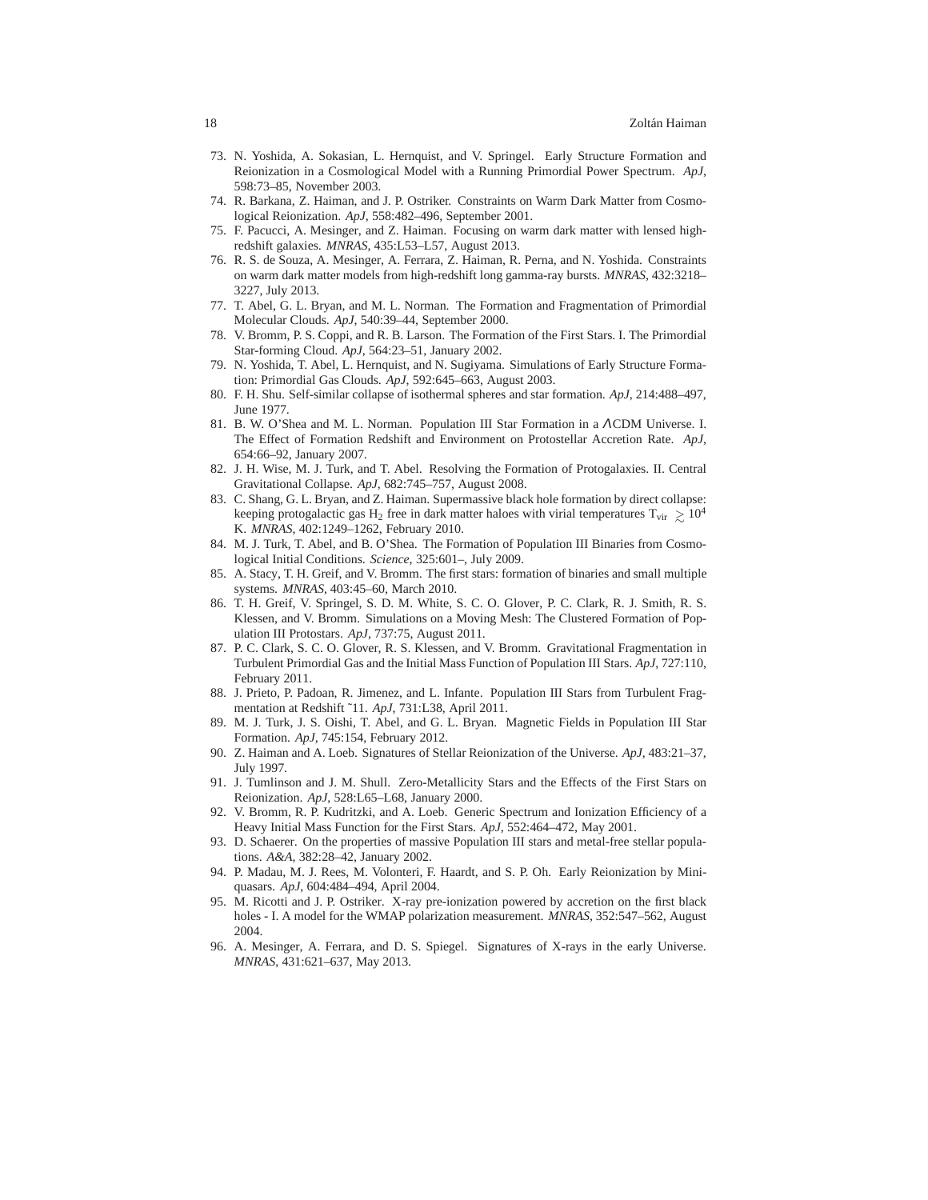73. N. Yoshida, A. Sokasian, L. Hernquist, and V. Springel. Early Structure Formation and Reionization in a Cosmological Model with a Running Primordial Power Spectrum. *ApJ*, 598:73–85, November 2003.
74. R. Barkana, Z. Haiman, and J. P. Ostriker. Constraints on Warm Dark Matter from Cosmological Reionization. *ApJ*, 558:482–496, September 2001.
75. F. Pacucci, A. Mesinger, and Z. Haiman. Focusing on warm dark matter with lensed high-redshift galaxies. *MNRAS*, 435:L53–L57, August 2013.
76. R. S. de Souza, A. Mesinger, A. Ferrara, Z. Haiman, R. Perna, and N. Yoshida. Constraints on warm dark matter models from high-redshift long gamma-ray bursts. *MNRAS*, 432:3218–3227, July 2013.
77. T. Abel, G. L. Bryan, and M. L. Norman. The Formation and Fragmentation of Primordial Molecular Clouds. *ApJ*, 540:39–44, September 2000.
78. V. Bromm, P. S. Coppi, and R. B. Larson. The Formation of the First Stars. I. The Primordial Star-forming Cloud. *ApJ*, 564:23–51, January 2002.
79. N. Yoshida, T. Abel, L. Hernquist, and N. Sugiyama. Simulations of Early Structure Formation: Primordial Gas Clouds. *ApJ*, 592:645–663, August 2003.
80. F. H. Shu. Self-similar collapse of isothermal spheres and star formation. *ApJ*, 214:488–497, June 1977.
81. B. W. O'Shea and M. L. Norman. Population III Star Formation in a ΛCDM Universe. I. The Effect of Formation Redshift and Environment on Protostellar Accretion Rate. *ApJ*, 654:66–92, January 2007.
82. J. H. Wise, M. J. Turk, and T. Abel. Resolving the Formation of Protogalaxies. II. Central Gravitational Collapse. *ApJ*, 682:745–757, August 2008.
83. C. Shang, G. L. Bryan, and Z. Haiman. Supermassive black hole formation by direct collapse: keeping protogalactic gas $H_2$ free in dark matter haloes with virial temperatures $T_{\rm vir} \gtrsim 10^4$ K. *MNRAS*, 402:1249–1262, February 2010.
84. M. J. Turk, T. Abel, and B. O'Shea. The Formation of Population III Binaries from Cosmological Initial Conditions. *Science*, 325:601–, July 2009.
85. A. Stacy, T. H. Greif, and V. Bromm. The first stars: formation of binaries and small multiple systems. *MNRAS*, 403:45–60, March 2010.
86. T. H. Greif, V. Springel, S. D. M. White, S. C. O. Glover, P. C. Clark, R. J. Smith, R. S. Klessen, and V. Bromm. Simulations on a Moving Mesh: The Clustered Formation of Population III Protostars. *ApJ*, 737:75, August 2011.
87. P. C. Clark, S. C. O. Glover, R. S. Klessen, and V. Bromm. Gravitational Fragmentation in Turbulent Primordial Gas and the Initial Mass Function of Population III Stars. *ApJ*, 727:110, February 2011.
88. J. Prieto, P. Padoan, R. Jimenez, and L. Infante. Population III Stars from Turbulent Fragmentation at Redshift ˜11. *ApJ*, 731:L38, April 2011.
89. M. J. Turk, J. S. Oishi, T. Abel, and G. L. Bryan. Magnetic Fields in Population III Star Formation. *ApJ*, 745:154, February 2012.
90. Z. Haiman and A. Loeb. Signatures of Stellar Reionization of the Universe. *ApJ*, 483:21–37, July 1997.
91. J. Tumlinson and J. M. Shull. Zero-Metallicity Stars and the Effects of the First Stars on Reionization. *ApJ*, 528:L65–L68, January 2000.
92. V. Bromm, R. P. Kudritzki, and A. Loeb. Generic Spectrum and Ionization Efficiency of a Heavy Initial Mass Function for the First Stars. *ApJ*, 552:464–472, May 2001.
93. D. Schaerer. On the properties of massive Population III stars and metal-free stellar populations. *A&A*, 382:28–42, January 2002.
94. P. Madau, M. J. Rees, M. Volonteri, F. Haardt, and S. P. Oh. Early Reionization by Miniquasars. *ApJ*, 604:484–494, April 2004.
95. M. Ricotti and J. P. Ostriker. X-ray pre-ionization powered by accretion on the first black holes - I. A model for the WMAP polarization measurement. *MNRAS*, 352:547–562, August 2004.
96. A. Mesinger, A. Ferrara, and D. S. Spiegel. Signatures of X-rays in the early Universe. *MNRAS*, 431:621–637, May 2013.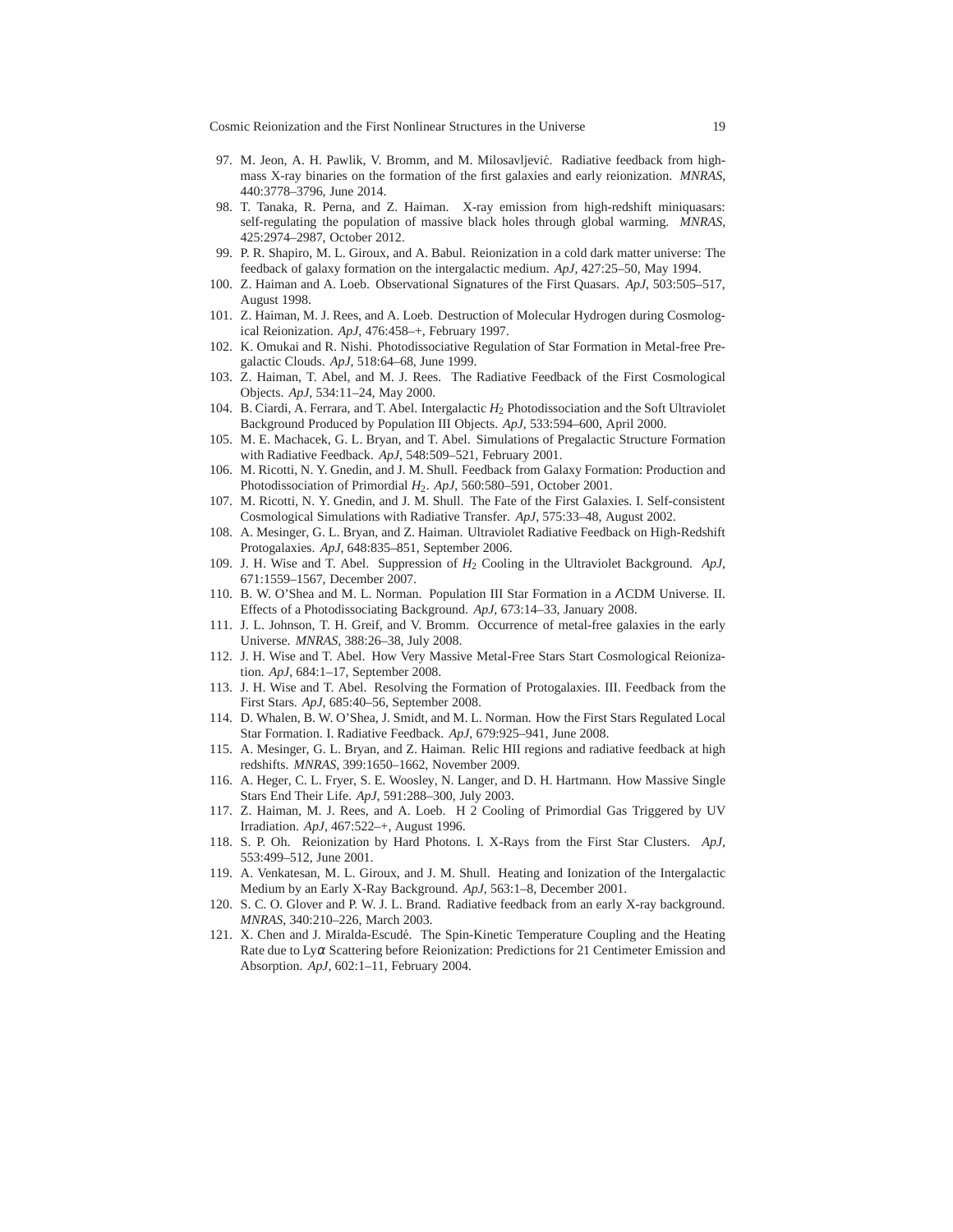97. M. Jeon, A. H. Pawlik, V. Bromm, and M. Milosavljević. Radiative feedback from high-mass X-ray binaries on the formation of the first galaxies and early reionization. *MNRAS*, 440:3778–3796, June 2014.
98. T. Tanaka, R. Perna, and Z. Haiman. X-ray emission from high-redshift miniquasars: self-regulating the population of massive black holes through global warming. *MNRAS*, 425:2974–2987, October 2012.
99. P. R. Shapiro, M. L. Giroux, and A. Babul. Reionization in a cold dark matter universe: The feedback of galaxy formation on the intergalactic medium. *ApJ*, 427:25–50, May 1994.
100. Z. Haiman and A. Loeb. Observational Signatures of the First Quasars. *ApJ*, 503:505–517, August 1998.
101. Z. Haiman, M. J. Rees, and A. Loeb. Destruction of Molecular Hydrogen during Cosmological Reionization. *ApJ*, 476:458–+, February 1997.
102. K. Omukai and R. Nishi. Photodissociative Regulation of Star Formation in Metal-free Pregalactic Clouds. *ApJ*, 518:64–68, June 1999.
103. Z. Haiman, T. Abel, and M. J. Rees. The Radiative Feedback of the First Cosmological Objects. *ApJ*, 534:11–24, May 2000.
104. B. Ciardi, A. Ferrara, and T. Abel. Intergalactic $H_2$ Photodissociation and the Soft Ultraviolet Background Produced by Population III Objects. *ApJ*, 533:594–600, April 2000.
105. M. E. Machacek, G. L. Bryan, and T. Abel. Simulations of Pregalactic Structure Formation with Radiative Feedback. *ApJ*, 548:509–521, February 2001.
106. M. Ricotti, N. Y. Gnedin, and J. M. Shull. Feedback from Galaxy Formation: Production and Photodissociation of Primordial $H_2$. *ApJ*, 560:580–591, October 2001.
107. M. Ricotti, N. Y. Gnedin, and J. M. Shull. The Fate of the First Galaxies. I. Self-consistent Cosmological Simulations with Radiative Transfer. *ApJ*, 575:33–48, August 2002.
108. A. Mesinger, G. L. Bryan, and Z. Haiman. Ultraviolet Radiative Feedback on High-Redshift Protogalaxies. *ApJ*, 648:835–851, September 2006.
109. J. H. Wise and T. Abel. Suppression of $H_2$ Cooling in the Ultraviolet Background. *ApJ*, 671:1559–1567, December 2007.
110. B. W. O'Shea and M. L. Norman. Population III Star Formation in a $\Lambda$CDM Universe. II. Effects of a Photodissociating Background. *ApJ*, 673:14–33, January 2008.
111. J. L. Johnson, T. H. Greif, and V. Bromm. Occurrence of metal-free galaxies in the early Universe. *MNRAS*, 388:26–38, July 2008.
112. J. H. Wise and T. Abel. How Very Massive Metal-Free Stars Start Cosmological Reionization. *ApJ*, 684:1–17, September 2008.
113. J. H. Wise and T. Abel. Resolving the Formation of Protogalaxies. III. Feedback from the First Stars. *ApJ*, 685:40–56, September 2008.
114. D. Whalen, B. W. O'Shea, J. Smidt, and M. L. Norman. How the First Stars Regulated Local Star Formation. I. Radiative Feedback. *ApJ*, 679:925–941, June 2008.
115. A. Mesinger, G. L. Bryan, and Z. Haiman. Relic HII regions and radiative feedback at high redshifts. *MNRAS*, 399:1650–1662, November 2009.
116. A. Heger, C. L. Fryer, S. E. Woosley, N. Langer, and D. H. Hartmann. How Massive Single Stars End Their Life. *ApJ*, 591:288–300, July 2003.
117. Z. Haiman, M. J. Rees, and A. Loeb. H 2 Cooling of Primordial Gas Triggered by UV Irradiation. *ApJ*, 467:522–+, August 1996.
118. S. P. Oh. Reionization by Hard Photons. I. X-Rays from the First Star Clusters. *ApJ*, 553:499–512, June 2001.
119. A. Venkatesan, M. L. Giroux, and J. M. Shull. Heating and Ionization of the Intergalactic Medium by an Early X-Ray Background. *ApJ*, 563:1–8, December 2001.
120. S. C. O. Glover and P. W. J. L. Brand. Radiative feedback from an early X-ray background. *MNRAS*, 340:210–226, March 2003.
121. X. Chen and J. Miralda-Escudé. The Spin-Kinetic Temperature Coupling and the Heating Rate due to Ly$\alpha$ Scattering before Reionization: Predictions for 21 Centimeter Emission and Absorption. *ApJ*, 602:1–11, February 2004.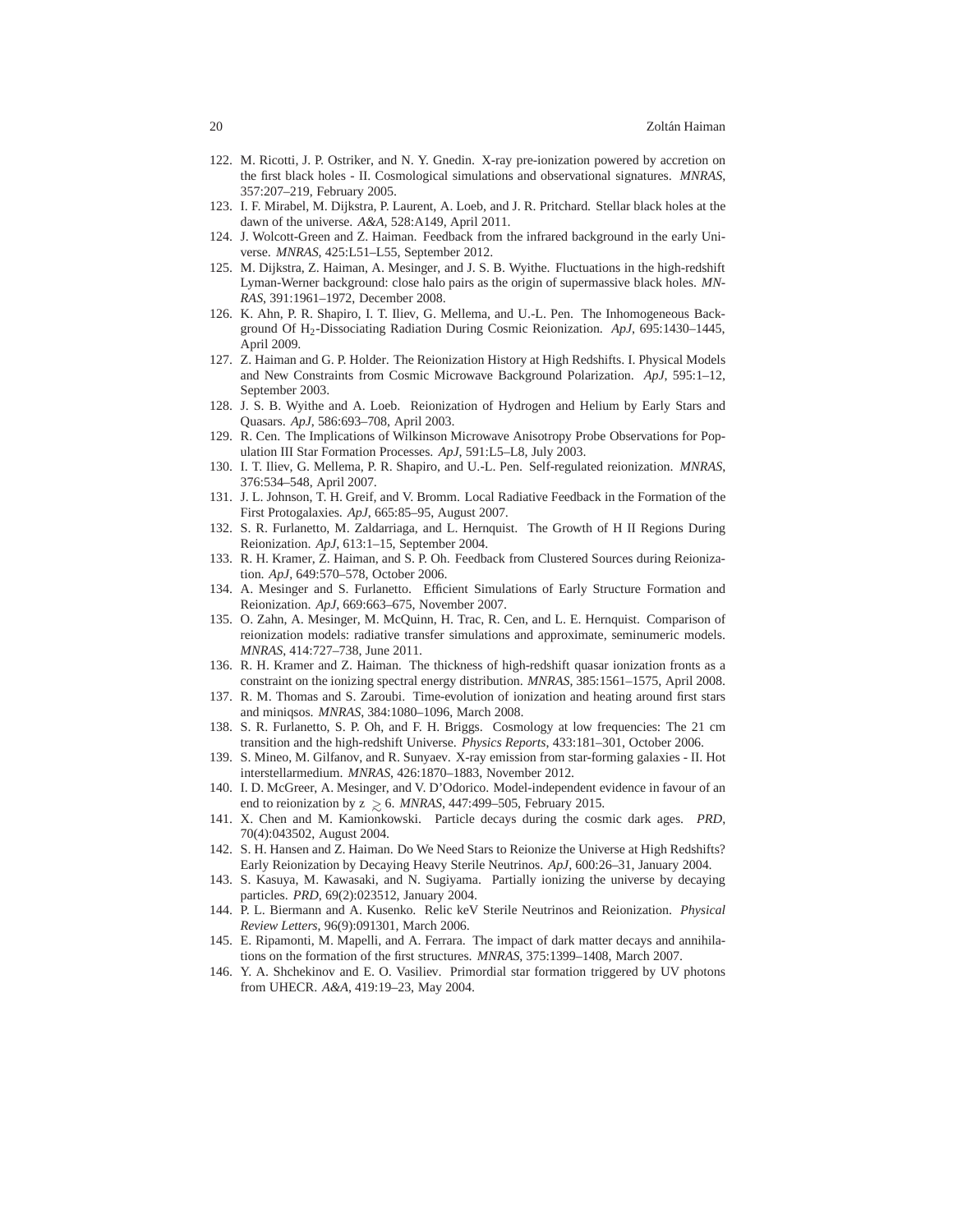122. M. Ricotti, J. P. Ostriker, and N. Y. Gnedin. X-ray pre-ionization powered by accretion on the first black holes - II. Cosmological simulations and observational signatures. *MNRAS*, 357:207–219, February 2005.
123. I. F. Mirabel, M. Dijkstra, P. Laurent, A. Loeb, and J. R. Pritchard. Stellar black holes at the dawn of the universe. *A&A*, 528:A149, April 2011.
124. J. Wolcott-Green and Z. Haiman. Feedback from the infrared background in the early Universe. *MNRAS*, 425:L51–L55, September 2012.
125. M. Dijkstra, Z. Haiman, A. Mesinger, and J. S. B. Wyithe. Fluctuations in the high-redshift Lyman-Werner background: close halo pairs as the origin of supermassive black holes. *MNRAS*, 391:1961–1972, December 2008.
126. K. Ahn, P. R. Shapiro, I. T. Iliev, G. Mellema, and U.-L. Pen. The Inhomogeneous Background Of $H_2$-Dissociating Radiation During Cosmic Reionization. *ApJ*, 695:1430–1445, April 2009.
127. Z. Haiman and G. P. Holder. The Reionization History at High Redshifts. I. Physical Models and New Constraints from Cosmic Microwave Background Polarization. *ApJ*, 595:1–12, September 2003.
128. J. S. B. Wyithe and A. Loeb. Reionization of Hydrogen and Helium by Early Stars and Quasars. *ApJ*, 586:693–708, April 2003.
129. R. Cen. The Implications of Wilkinson Microwave Anisotropy Probe Observations for Population III Star Formation Processes. *ApJ*, 591:L5–L8, July 2003.
130. I. T. Iliev, G. Mellema, P. R. Shapiro, and U.-L. Pen. Self-regulated reionization. *MNRAS*, 376:534–548, April 2007.
131. J. L. Johnson, T. H. Greif, and V. Bromm. Local Radiative Feedback in the Formation of the First Protogalaxies. *ApJ*, 665:85–95, August 2007.
132. S. R. Furlanetto, M. Zaldarriaga, and L. Hernquist. The Growth of H II Regions During Reionization. *ApJ*, 613:1–15, September 2004.
133. R. H. Kramer, Z. Haiman, and S. P. Oh. Feedback from Clustered Sources during Reionization. *ApJ*, 649:570–578, October 2006.
134. A. Mesinger and S. Furlanetto. Efficient Simulations of Early Structure Formation and Reionization. *ApJ*, 669:663–675, November 2007.
135. O. Zahn, A. Mesinger, M. McQuinn, H. Trac, R. Cen, and L. E. Hernquist. Comparison of reionization models: radiative transfer simulations and approximate, seminumeric models. *MNRAS*, 414:727–738, June 2011.
136. R. H. Kramer and Z. Haiman. The thickness of high-redshift quasar ionization fronts as a constraint on the ionizing spectral energy distribution. *MNRAS*, 385:1561–1575, April 2008.
137. R. M. Thomas and S. Zaroubi. Time-evolution of ionization and heating around first stars and miniqsos. *MNRAS*, 384:1080–1096, March 2008.
138. S. R. Furlanetto, S. P. Oh, and F. H. Briggs. Cosmology at low frequencies: The 21 cm transition and the high-redshift Universe. *Physics Reports*, 433:181–301, October 2006.
139. S. Mineo, M. Gilfanov, and R. Sunyaev. X-ray emission from star-forming galaxies - II. Hot interstellarmedium. *MNRAS*, 426:1870–1883, November 2012.
140. I. D. McGreer, A. Mesinger, and V. D'Odorico. Model-independent evidence in favour of an end to reionization by z $\gtrsim 6$. *MNRAS*, 447:499–505, February 2015.
141. X. Chen and M. Kamionkowski. Particle decays during the cosmic dark ages. *PRD*, 70(4):043502, August 2004.
142. S. H. Hansen and Z. Haiman. Do We Need Stars to Reionize the Universe at High Redshifts? Early Reionization by Decaying Heavy Sterile Neutrinos. *ApJ*, 600:26–31, January 2004.
143. S. Kasuya, M. Kawasaki, and N. Sugiyama. Partially ionizing the universe by decaying particles. *PRD*, 69(2):023512, January 2004.
144. P. L. Biermann and A. Kusenko. Relic keV Sterile Neutrinos and Reionization. *Physical Review Letters*, 96(9):091301, March 2006.
145. E. Ripamonti, M. Mapelli, and A. Ferrara. The impact of dark matter decays and annihilations on the formation of the first structures. *MNRAS*, 375:1399–1408, March 2007.
146. Y. A. Shchekinov and E. O. Vasiliev. Primordial star formation triggered by UV photons from UHECR. *A&A*, 419:19–23, May 2004.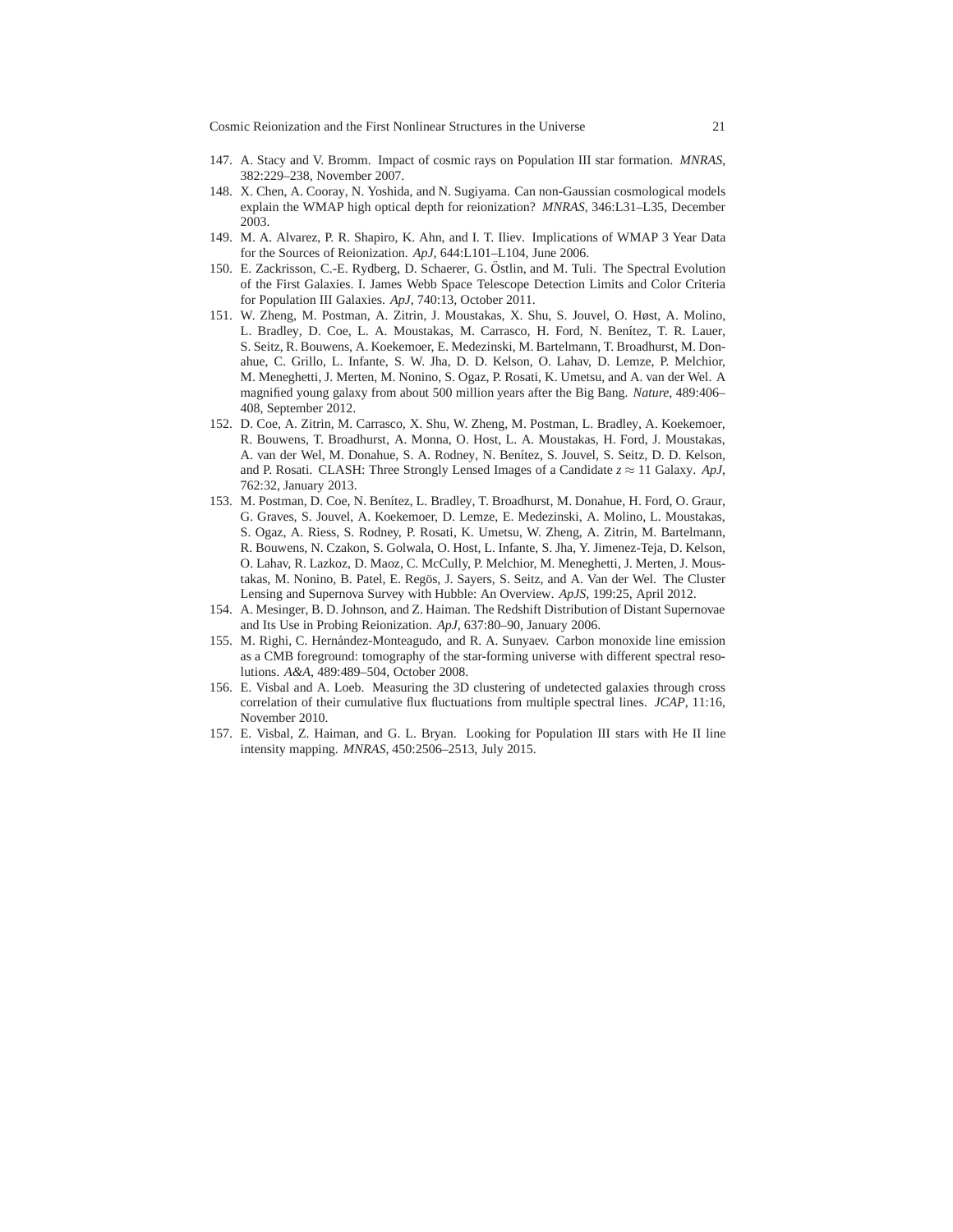147. A. Stacy and V. Bromm. Impact of cosmic rays on Population III star formation. *MNRAS*, 382:229–238, November 2007.
148. X. Chen, A. Cooray, N. Yoshida, and N. Sugiyama. Can non-Gaussian cosmological models explain the WMAP high optical depth for reionization? *MNRAS*, 346:L31–L35, December 2003.
149. M. A. Alvarez, P. R. Shapiro, K. Ahn, and I. T. Iliev. Implications of WMAP 3 Year Data for the Sources of Reionization. *ApJ*, 644:L101–L104, June 2006.
150. E. Zackrisson, C.-E. Rydberg, D. Schaerer, G. Östlin, and M. Tuli. The Spectral Evolution of the First Galaxies. I. James Webb Space Telescope Detection Limits and Color Criteria for Population III Galaxies. *ApJ*, 740:13, October 2011.
151. W. Zheng, M. Postman, A. Zitrin, J. Moustakas, X. Shu, S. Jouvel, O. Høst, A. Molino, L. Bradley, D. Coe, L. A. Moustakas, M. Carrasco, H. Ford, N. Benítez, T. R. Lauer, S. Seitz, R. Bouwens, A. Koekemoer, E. Medezinski, M. Bartelmann, T. Broadhurst, M. Donahue, C. Grillo, L. Infante, S. W. Jha, D. D. Kelson, O. Lahav, D. Lemze, P. Melchior, M. Meneghetti, J. Merten, M. Nonino, S. Ogaz, P. Rosati, K. Umetsu, and A. van der Wel. A magnified young galaxy from about 500 million years after the Big Bang. *Nature*, 489:406–408, September 2012.
152. D. Coe, A. Zitrin, M. Carrasco, X. Shu, W. Zheng, M. Postman, L. Bradley, A. Koekemoer, R. Bouwens, T. Broadhurst, A. Monna, O. Host, L. A. Moustakas, H. Ford, J. Moustakas, A. van der Wel, M. Donahue, S. A. Rodney, N. Benítez, S. Jouvel, S. Seitz, D. D. Kelson, and P. Rosati. CLASH: Three Strongly Lensed Images of a Candidate $z \approx 11$ Galaxy. *ApJ*, 762:32, January 2013.
153. M. Postman, D. Coe, N. Benítez, L. Bradley, T. Broadhurst, M. Donahue, H. Ford, O. Graur, G. Graves, S. Jouvel, A. Koekemoer, D. Lemze, E. Medezinski, A. Molino, L. Moustakas, S. Ogaz, A. Riess, S. Rodney, P. Rosati, K. Umetsu, W. Zheng, A. Zitrin, M. Bartelmann, R. Bouwens, N. Czakon, S. Golwala, O. Host, L. Infante, S. Jha, Y. Jimenez-Teja, D. Kelson, O. Lahav, R. Lazkoz, D. Maoz, C. McCully, P. Melchior, M. Meneghetti, J. Merten, J. Moustakas, M. Nonino, B. Patel, E. Regös, J. Sayers, S. Seitz, and A. Van der Wel. The Cluster Lensing and Supernova Survey with Hubble: An Overview. *ApJS*, 199:25, April 2012.
154. A. Mesinger, B. D. Johnson, and Z. Haiman. The Redshift Distribution of Distant Supernovae and Its Use in Probing Reionization. *ApJ*, 637:80–90, January 2006.
155. M. Righi, C. Hernández-Monteagudo, and R. A. Sunyaev. Carbon monoxide line emission as a CMB foreground: tomography of the star-forming universe with different spectral resolutions. *A&A*, 489:489–504, October 2008.
156. E. Visbal and A. Loeb. Measuring the 3D clustering of undetected galaxies through cross correlation of their cumulative flux fluctuations from multiple spectral lines. *JCAP*, 11:16, November 2010.
157. E. Visbal, Z. Haiman, and G. L. Bryan. Looking for Population III stars with He II line intensity mapping. *MNRAS*, 450:2506–2513, July 2015.